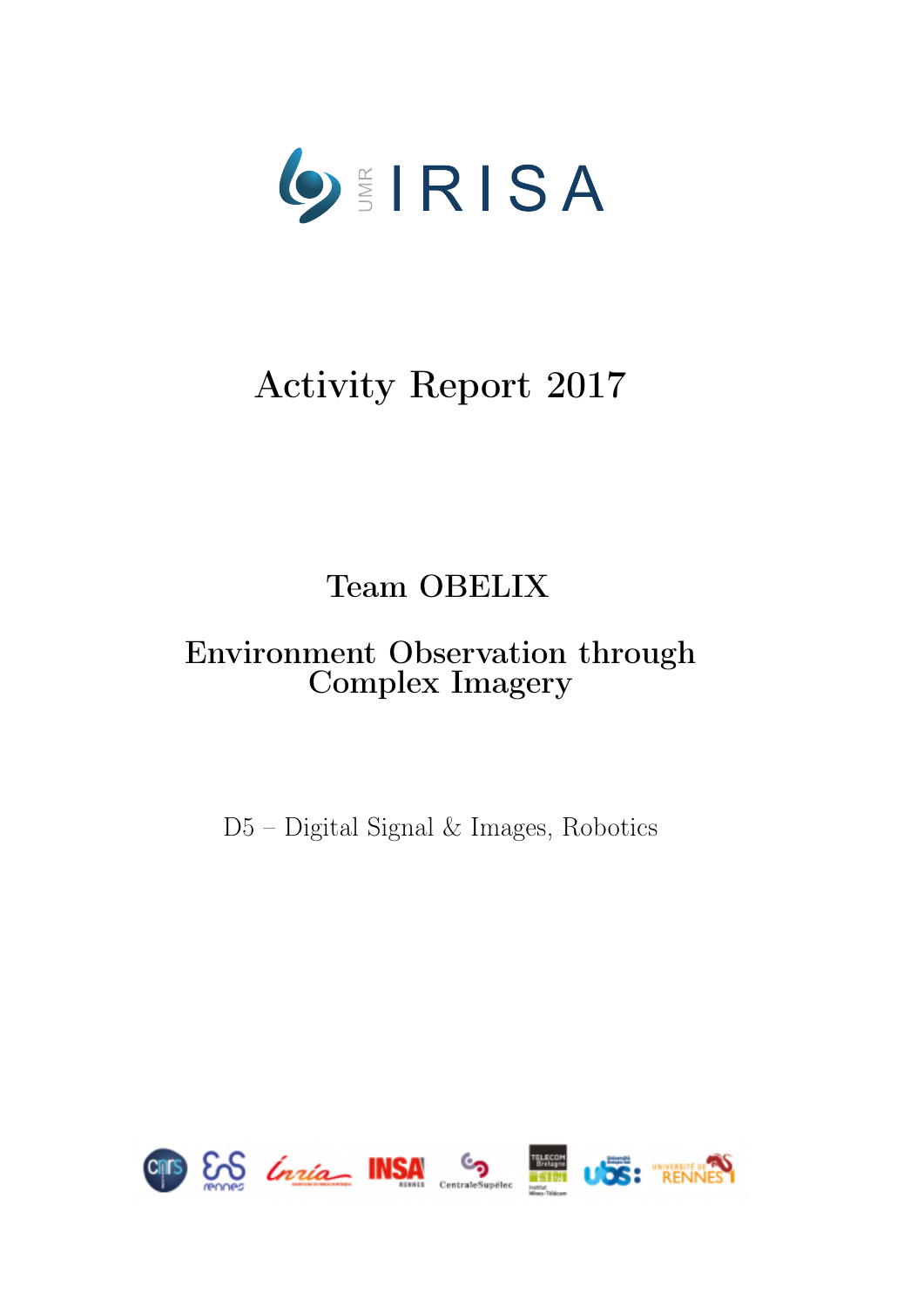UMR IRISA

# Activity Report 2017

## Team OBELIX

## Environment Observation through Complex Imagery

D5 – Digital Signal & Images, Robotics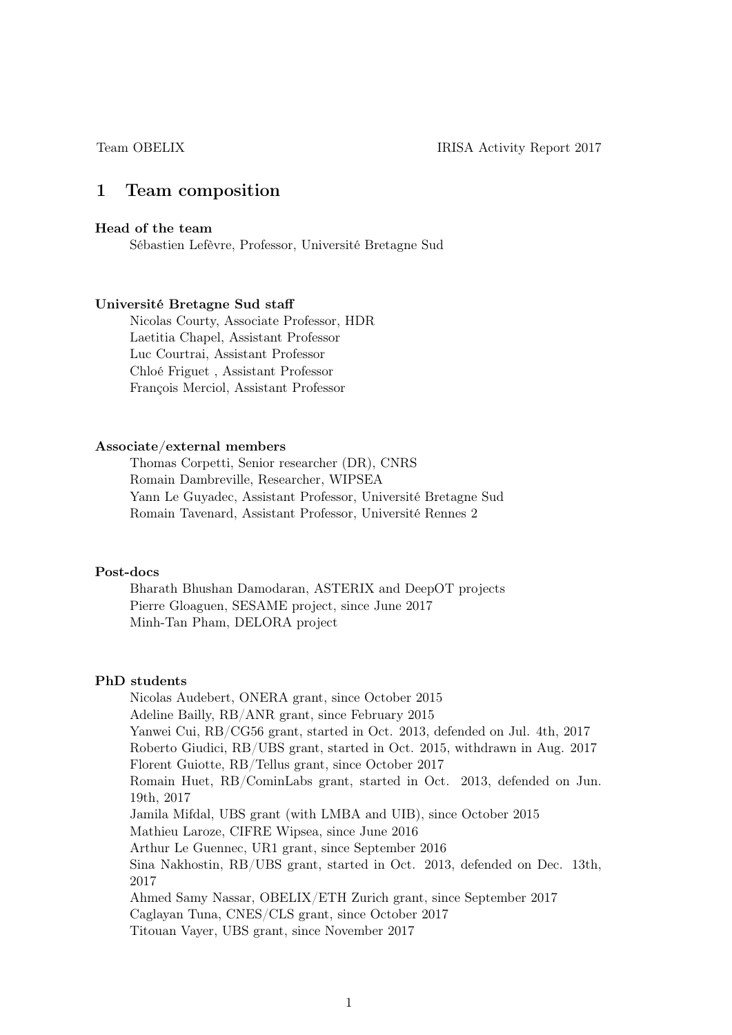# 1 Team composition

**Head of the team**

Sébastien Lefèvre, Professor, Université Bretagne Sud

**Université Bretagne Sud staff**

Nicolas Courty, Associate Professor, HDR
Laetitia Chapel, Assistant Professor
Luc Courtrai, Assistant Professor
Chloé Friguet , Assistant Professor
François Merciol, Assistant Professor

**Associate/external members**

Thomas Corpetti, Senior researcher (DR), CNRS
Romain Dambreville, Researcher, WIPSEA
Yann Le Guyadec, Assistant Professor, Université Bretagne Sud
Romain Tavenard, Assistant Professor, Université Rennes 2

**Post-docs**

Bharath Bhushan Damodaran, ASTERIX and DeepOT projects
Pierre Gloaguen, SESAME project, since June 2017
Minh-Tan Pham, DELORA project

**PhD students**

Nicolas Audebert, ONERA grant, since October 2015
Adeline Bailly, RB/ANR grant, since February 2015
Yanwei Cui, RB/CG56 grant, started in Oct. 2013, defended on Jul. 4th, 2017
Roberto Giudici, RB/UBS grant, started in Oct. 2015, withdrawn in Aug. 2017
Florent Guiotte, RB/Tellus grant, since October 2017
Romain Huet, RB/CominLabs grant, started in Oct. 2013, defended on Jun. 19th, 2017
Jamila Mifdal, UBS grant (with LMBA and UIB), since October 2015
Mathieu Laroze, CIFRE Wipsea, since June 2016
Arthur Le Guennec, UR1 grant, since September 2016
Sina Nakhostin, RB/UBS grant, started in Oct. 2013, defended on Dec. 13th, 2017
Ahmed Samy Nassar, OBELIX/ETH Zurich grant, since September 2017
Caglayan Tuna, CNES/CLS grant, since October 2017
Titouan Vayer, UBS grant, since November 2017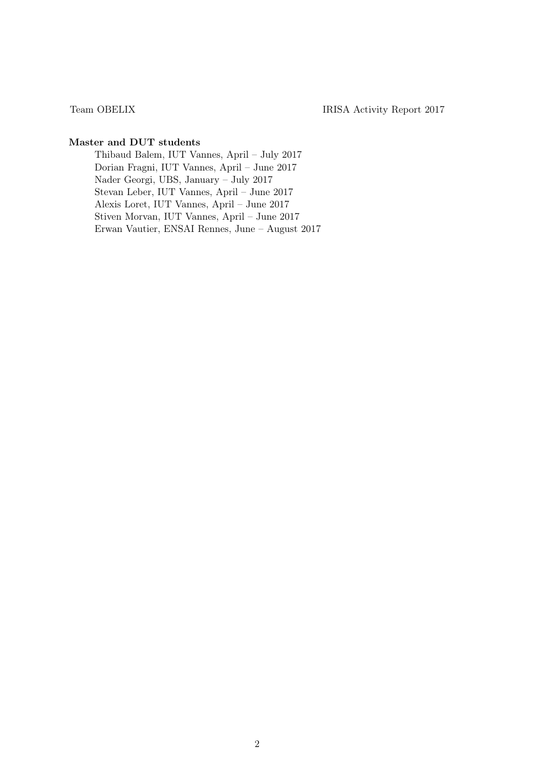**Master and DUT students**

Thibaud Balem, IUT Vannes, April – July 2017
Dorian Fragni, IUT Vannes, April – June 2017
Nader Georgi, UBS, January – July 2017
Stevan Leber, IUT Vannes, April – June 2017
Alexis Loret, IUT Vannes, April – June 2017
Stiven Morvan, IUT Vannes, April – June 2017
Erwan Vautier, ENSAI Rennes, June – August 2017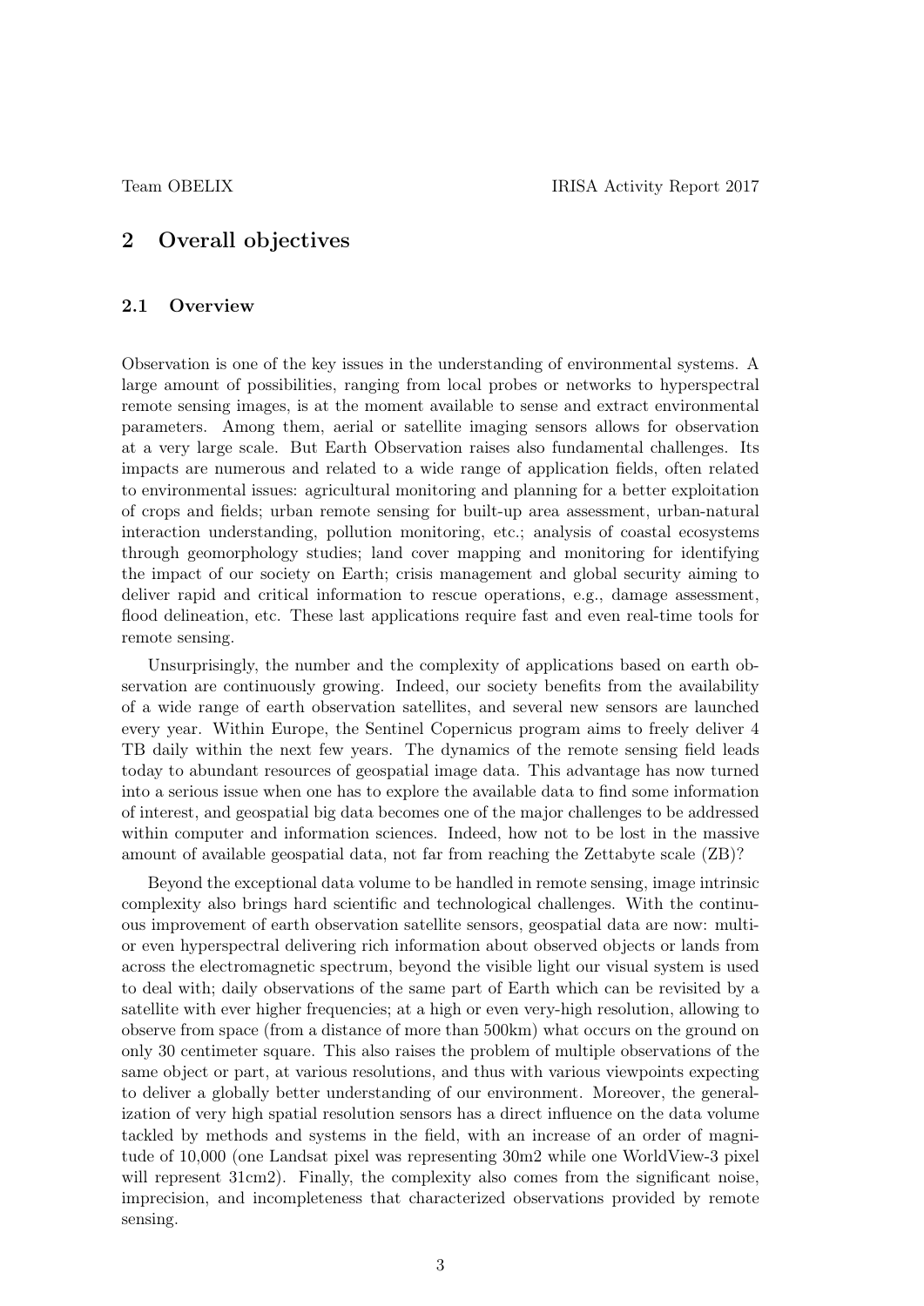## 2 Overall objectives

### 2.1 Overview

Observation is one of the key issues in the understanding of environmental systems. A large amount of possibilities, ranging from local probes or networks to hyperspectral remote sensing images, is at the moment available to sense and extract environmental parameters. Among them, aerial or satellite imaging sensors allows for observation at a very large scale. But Earth Observation raises also fundamental challenges. Its impacts are numerous and related to a wide range of application fields, often related to environmental issues: agricultural monitoring and planning for a better exploitation of crops and fields; urban remote sensing for built-up area assessment, urban-natural interaction understanding, pollution monitoring, etc.; analysis of coastal ecosystems through geomorphology studies; land cover mapping and monitoring for identifying the impact of our society on Earth; crisis management and global security aiming to deliver rapid and critical information to rescue operations, e.g., damage assessment, flood delineation, etc. These last applications require fast and even real-time tools for remote sensing.

Unsurprisingly, the number and the complexity of applications based on earth observation are continuously growing. Indeed, our society benefits from the availability of a wide range of earth observation satellites, and several new sensors are launched every year. Within Europe, the Sentinel Copernicus program aims to freely deliver 4 TB daily within the next few years. The dynamics of the remote sensing field leads today to abundant resources of geospatial image data. This advantage has now turned into a serious issue when one has to explore the available data to find some information of interest, and geospatial big data becomes one of the major challenges to be addressed within computer and information sciences. Indeed, how not to be lost in the massive amount of available geospatial data, not far from reaching the Zettabyte scale (ZB)?

Beyond the exceptional data volume to be handled in remote sensing, image intrinsic complexity also brings hard scientific and technological challenges. With the continuous improvement of earth observation satellite sensors, geospatial data are now: multi- or even hyperspectral delivering rich information about observed objects or lands from across the electromagnetic spectrum, beyond the visible light our visual system is used to deal with; daily observations of the same part of Earth which can be revisited by a satellite with ever higher frequencies; at a high or even very-high resolution, allowing to observe from space (from a distance of more than 500km) what occurs on the ground on only 30 centimeter square. This also raises the problem of multiple observations of the same object or part, at various resolutions, and thus with various viewpoints expecting to deliver a globally better understanding of our environment. Moreover, the generalization of very high spatial resolution sensors has a direct influence on the data volume tackled by methods and systems in the field, with an increase of an order of magnitude of 10,000 (one Landsat pixel was representing 30m2 while one WorldView-3 pixel will represent 31cm2). Finally, the complexity also comes from the significant noise, imprecision, and incompleteness that characterized observations provided by remote sensing.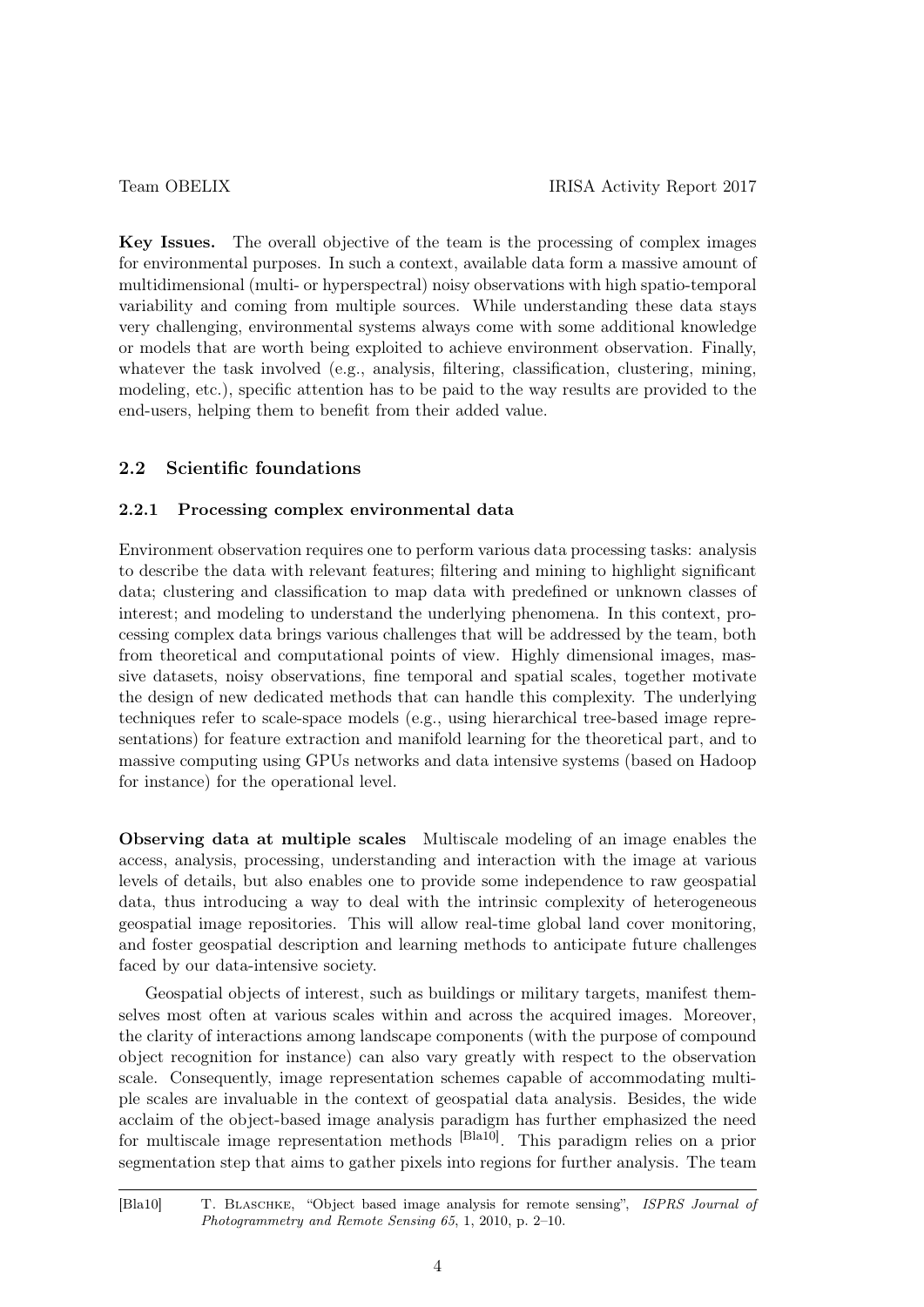**Key Issues.** The overall objective of the team is the processing of complex images for environmental purposes. In such a context, available data form a massive amount of multidimensional (multi- or hyperspectral) noisy observations with high spatio-temporal variability and coming from multiple sources. While understanding these data stays very challenging, environmental systems always come with some additional knowledge or models that are worth being exploited to achieve environment observation. Finally, whatever the task involved (e.g., analysis, filtering, classification, clustering, mining, modeling, etc.), specific attention has to be paid to the way results are provided to the end-users, helping them to benefit from their added value.

## 2.2 Scientific foundations

### 2.2.1 Processing complex environmental data

Environment observation requires one to perform various data processing tasks: analysis to describe the data with relevant features; filtering and mining to highlight significant data; clustering and classification to map data with predefined or unknown classes of interest; and modeling to understand the underlying phenomena. In this context, processing complex data brings various challenges that will be addressed by the team, both from theoretical and computational points of view. Highly dimensional images, massive datasets, noisy observations, fine temporal and spatial scales, together motivate the design of new dedicated methods that can handle this complexity. The underlying techniques refer to scale-space models (e.g., using hierarchical tree-based image representations) for feature extraction and manifold learning for the theoretical part, and to massive computing using GPUs networks and data intensive systems (based on Hadoop for instance) for the operational level.

**Observing data at multiple scales** Multiscale modeling of an image enables the access, analysis, processing, understanding and interaction with the image at various levels of details, but also enables one to provide some independence to raw geospatial data, thus introducing a way to deal with the intrinsic complexity of heterogeneous geospatial image repositories. This will allow real-time global land cover monitoring, and foster geospatial description and learning methods to anticipate future challenges faced by our data-intensive society.

Geospatial objects of interest, such as buildings or military targets, manifest themselves most often at various scales within and across the acquired images. Moreover, the clarity of interactions among landscape components (with the purpose of compound object recognition for instance) can also vary greatly with respect to the observation scale. Consequently, image representation schemes capable of accommodating multiple scales are invaluable in the context of geospatial data analysis. Besides, the wide acclaim of the object-based image analysis paradigm has further emphasized the need for multiscale image representation methods [Bla10]. This paradigm relies on a prior segmentation step that aims to gather pixels into regions for further analysis. The team

[Bla10] T. Blaschke, "Object based image analysis for remote sensing", *ISPRS Journal of Photogrammetry and Remote Sensing 65*, 1, 2010, p. 2–10.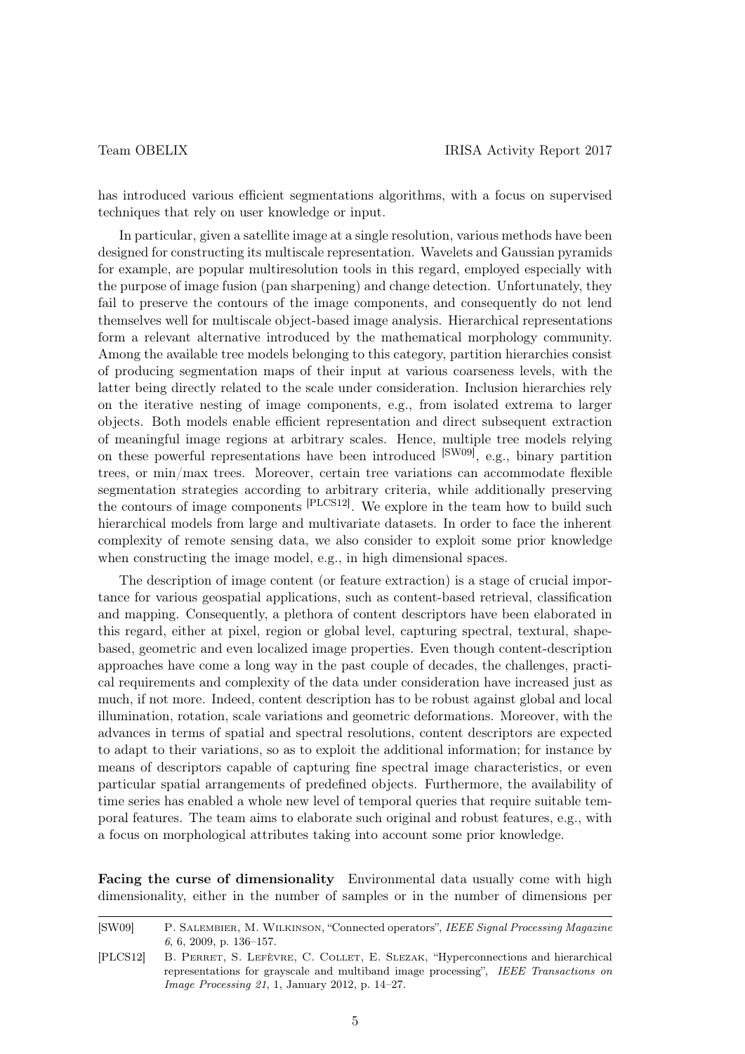has introduced various efficient segmentations algorithms, with a focus on supervised techniques that rely on user knowledge or input.

In particular, given a satellite image at a single resolution, various methods have been designed for constructing its multiscale representation. Wavelets and Gaussian pyramids for example, are popular multiresolution tools in this regard, employed especially with the purpose of image fusion (pan sharpening) and change detection. Unfortunately, they fail to preserve the contours of the image components, and consequently do not lend themselves well for multiscale object-based image analysis. Hierarchical representations form a relevant alternative introduced by the mathematical morphology community. Among the available tree models belonging to this category, partition hierarchies consist of producing segmentation maps of their input at various coarseness levels, with the latter being directly related to the scale under consideration. Inclusion hierarchies rely on the iterative nesting of image components, e.g., from isolated extrema to larger objects. Both models enable efficient representation and direct subsequent extraction of meaningful image regions at arbitrary scales. Hence, multiple tree models relying on these powerful representations have been introduced [SW09], e.g., binary partition trees, or min/max trees. Moreover, certain tree variations can accommodate flexible segmentation strategies according to arbitrary criteria, while additionally preserving the contours of image components [PLCS12]. We explore in the team how to build such hierarchical models from large and multivariate datasets. In order to face the inherent complexity of remote sensing data, we also consider to exploit some prior knowledge when constructing the image model, e.g., in high dimensional spaces.

The description of image content (or feature extraction) is a stage of crucial importance for various geospatial applications, such as content-based retrieval, classification and mapping. Consequently, a plethora of content descriptors have been elaborated in this regard, either at pixel, region or global level, capturing spectral, textural, shape-based, geometric and even localized image properties. Even though content-description approaches have come a long way in the past couple of decades, the challenges, practical requirements and complexity of the data under consideration have increased just as much, if not more. Indeed, content description has to be robust against global and local illumination, rotation, scale variations and geometric deformations. Moreover, with the advances in terms of spatial and spectral resolutions, content descriptors are expected to adapt to their variations, so as to exploit the additional information; for instance by means of descriptors capable of capturing fine spectral image characteristics, or even particular spatial arrangements of predefined objects. Furthermore, the availability of time series has enabled a whole new level of temporal queries that require suitable temporal features. The team aims to elaborate such original and robust features, e.g., with a focus on morphological attributes taking into account some prior knowledge.

**Facing the curse of dimensionality** Environmental data usually come with high dimensionality, either in the number of samples or in the number of dimensions per

[SW09] P. Salembier, M. Wilkinson, "Connected operators", *IEEE Signal Processing Magazine 6*, 6, 2009, p. 136–157.

[PLCS12] B. Perret, S. Lefèvre, C. Collet, E. Slezak, "Hyperconnections and hierarchical representations for grayscale and multiband image processing", *IEEE Transactions on Image Processing 21*, 1, January 2012, p. 14–27.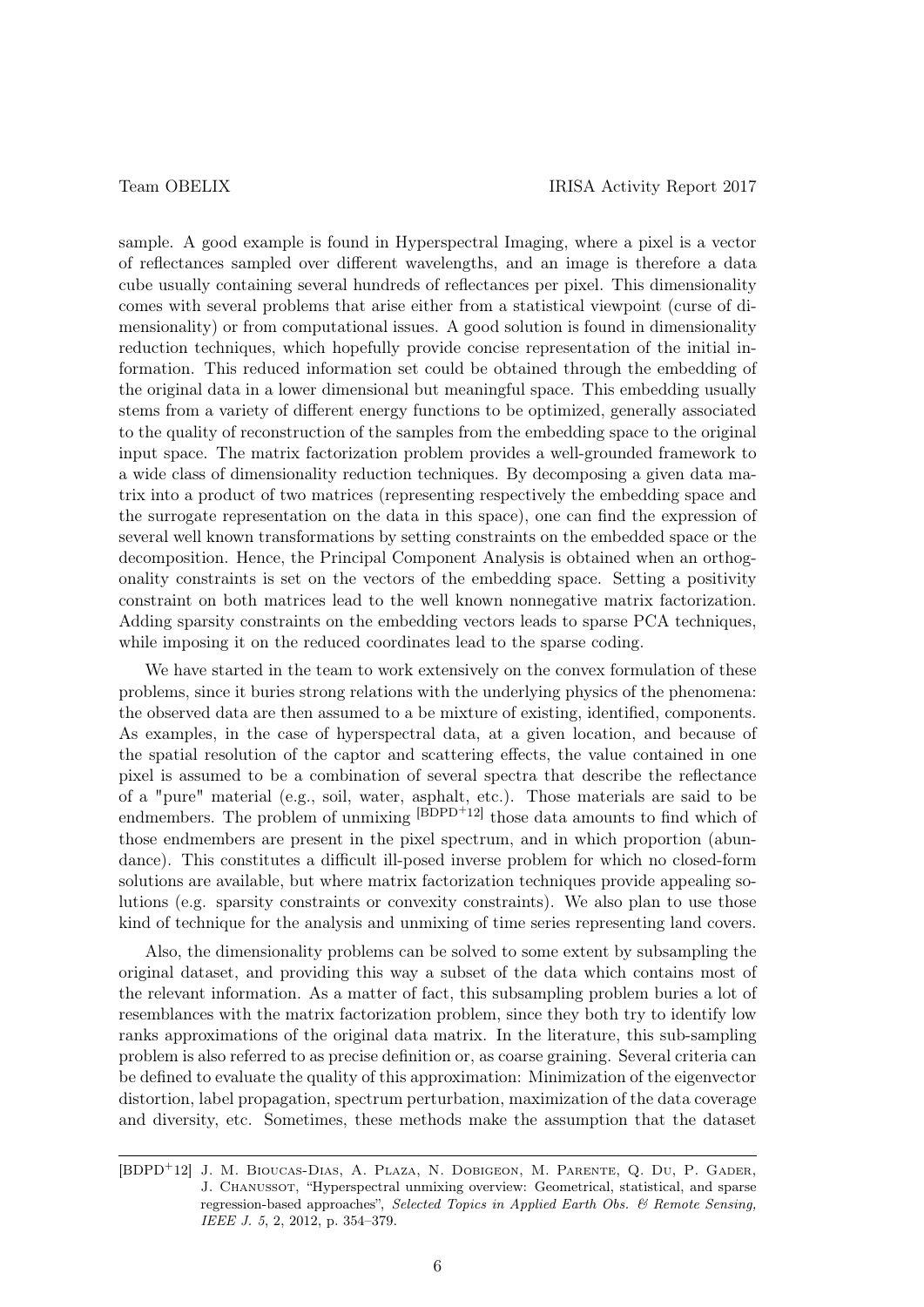sample. A good example is found in Hyperspectral Imaging, where a pixel is a vector of reflectances sampled over different wavelengths, and an image is therefore a data cube usually containing several hundreds of reflectances per pixel. This dimensionality comes with several problems that arise either from a statistical viewpoint (curse of dimensionality) or from computational issues. A good solution is found in dimensionality reduction techniques, which hopefully provide concise representation of the initial information. This reduced information set could be obtained through the embedding of the original data in a lower dimensional but meaningful space. This embedding usually stems from a variety of different energy functions to be optimized, generally associated to the quality of reconstruction of the samples from the embedding space to the original input space. The matrix factorization problem provides a well-grounded framework to a wide class of dimensionality reduction techniques. By decomposing a given data matrix into a product of two matrices (representing respectively the embedding space and the surrogate representation on the data in this space), one can find the expression of several well known transformations by setting constraints on the embedded space or the decomposition. Hence, the Principal Component Analysis is obtained when an orthogonality constraints is set on the vectors of the embedding space. Setting a positivity constraint on both matrices lead to the well known nonnegative matrix factorization. Adding sparsity constraints on the embedding vectors leads to sparse PCA techniques, while imposing it on the reduced coordinates lead to the sparse coding.

We have started in the team to work extensively on the convex formulation of these problems, since it buries strong relations with the underlying physics of the phenomena: the observed data are then assumed to a be mixture of existing, identified, components. As examples, in the case of hyperspectral data, at a given location, and because of the spatial resolution of the captor and scattering effects, the value contained in one pixel is assumed to be a combination of several spectra that describe the reflectance of a "pure" material (e.g., soil, water, asphalt, etc.). Those materials are said to be endmembers. The problem of unmixing [BDPD+12] those data amounts to find which of those endmembers are present in the pixel spectrum, and in which proportion (abundance). This constitutes a difficult ill-posed inverse problem for which no closed-form solutions are available, but where matrix factorization techniques provide appealing solutions (e.g. sparsity constraints or convexity constraints). We also plan to use those kind of technique for the analysis and unmixing of time series representing land covers.

Also, the dimensionality problems can be solved to some extent by subsampling the original dataset, and providing this way a subset of the data which contains most of the relevant information. As a matter of fact, this subsampling problem buries a lot of resemblances with the matrix factorization problem, since they both try to identify low ranks approximations of the original data matrix. In the literature, this sub-sampling problem is also referred to as precise definition or, as coarse graining. Several criteria can be defined to evaluate the quality of this approximation: Minimization of the eigenvector distortion, label propagation, spectrum perturbation, maximization of the data coverage and diversity, etc. Sometimes, these methods make the assumption that the dataset

---

[BDPD+12] J. M. Bioucas-Dias, A. Plaza, N. Dobigeon, M. Parente, Q. Du, P. Gader, J. Chanussot, "Hyperspectral unmixing overview: Geometrical, statistical, and sparse regression-based approaches", *Selected Topics in Applied Earth Obs. & Remote Sensing, IEEE J. 5*, 2, 2012, p. 354–379.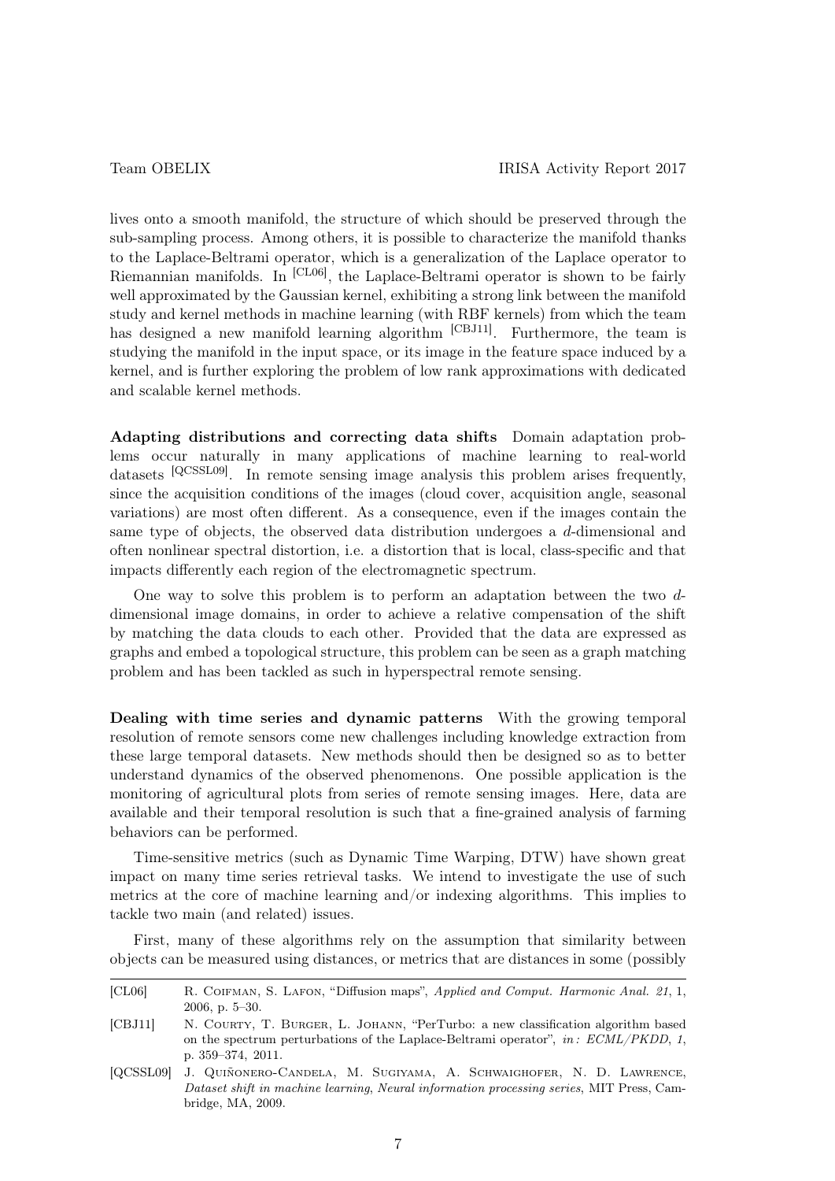lives onto a smooth manifold, the structure of which should be preserved through the sub-sampling process. Among others, it is possible to characterize the manifold thanks to the Laplace-Beltrami operator, which is a generalization of the Laplace operator to Riemannian manifolds. In [CL06], the Laplace-Beltrami operator is shown to be fairly well approximated by the Gaussian kernel, exhibiting a strong link between the manifold study and kernel methods in machine learning (with RBF kernels) from which the team has designed a new manifold learning algorithm [CBJ11]. Furthermore, the team is studying the manifold in the input space, or its image in the feature space induced by a kernel, and is further exploring the problem of low rank approximations with dedicated and scalable kernel methods.

**Adapting distributions and correcting data shifts** Domain adaptation problems occur naturally in many applications of machine learning to real-world datasets [QCSSL09]. In remote sensing image analysis this problem arises frequently, since the acquisition conditions of the images (cloud cover, acquisition angle, seasonal variations) are most often different. As a consequence, even if the images contain the same type of objects, the observed data distribution undergoes a $d$-dimensional and often nonlinear spectral distortion, i.e. a distortion that is local, class-specific and that impacts differently each region of the electromagnetic spectrum.

One way to solve this problem is to perform an adaptation between the two $d$-dimensional image domains, in order to achieve a relative compensation of the shift by matching the data clouds to each other. Provided that the data are expressed as graphs and embed a topological structure, this problem can be seen as a graph matching problem and has been tackled as such in hyperspectral remote sensing.

**Dealing with time series and dynamic patterns** With the growing temporal resolution of remote sensors come new challenges including knowledge extraction from these large temporal datasets. New methods should then be designed so as to better understand dynamics of the observed phenomenons. One possible application is the monitoring of agricultural plots from series of remote sensing images. Here, data are available and their temporal resolution is such that a fine-grained analysis of farming behaviors can be performed.

Time-sensitive metrics (such as Dynamic Time Warping, DTW) have shown great impact on many time series retrieval tasks. We intend to investigate the use of such metrics at the core of machine learning and/or indexing algorithms. This implies to tackle two main (and related) issues.

First, many of these algorithms rely on the assumption that similarity between objects can be measured using distances, or metrics that are distances in some (possibly

[CL06] R. Coifman, S. Lafon, "Diffusion maps", *Applied and Comput. Harmonic Anal. 21*, 1, 2006, p. 5–30.

[CBJ11] N. Courty, T. Burger, L. Johann, "PerTurbo: a new classification algorithm based on the spectrum perturbations of the Laplace-Beltrami operator", *in: ECML/PKDD, 1*, p. 359–374, 2011.

[QCSSL09] J. Quiñonero-Candela, M. Sugiyama, A. Schwaighofer, N. D. Lawrence, *Dataset shift in machine learning*, *Neural information processing series*, MIT Press, Cambridge, MA, 2009.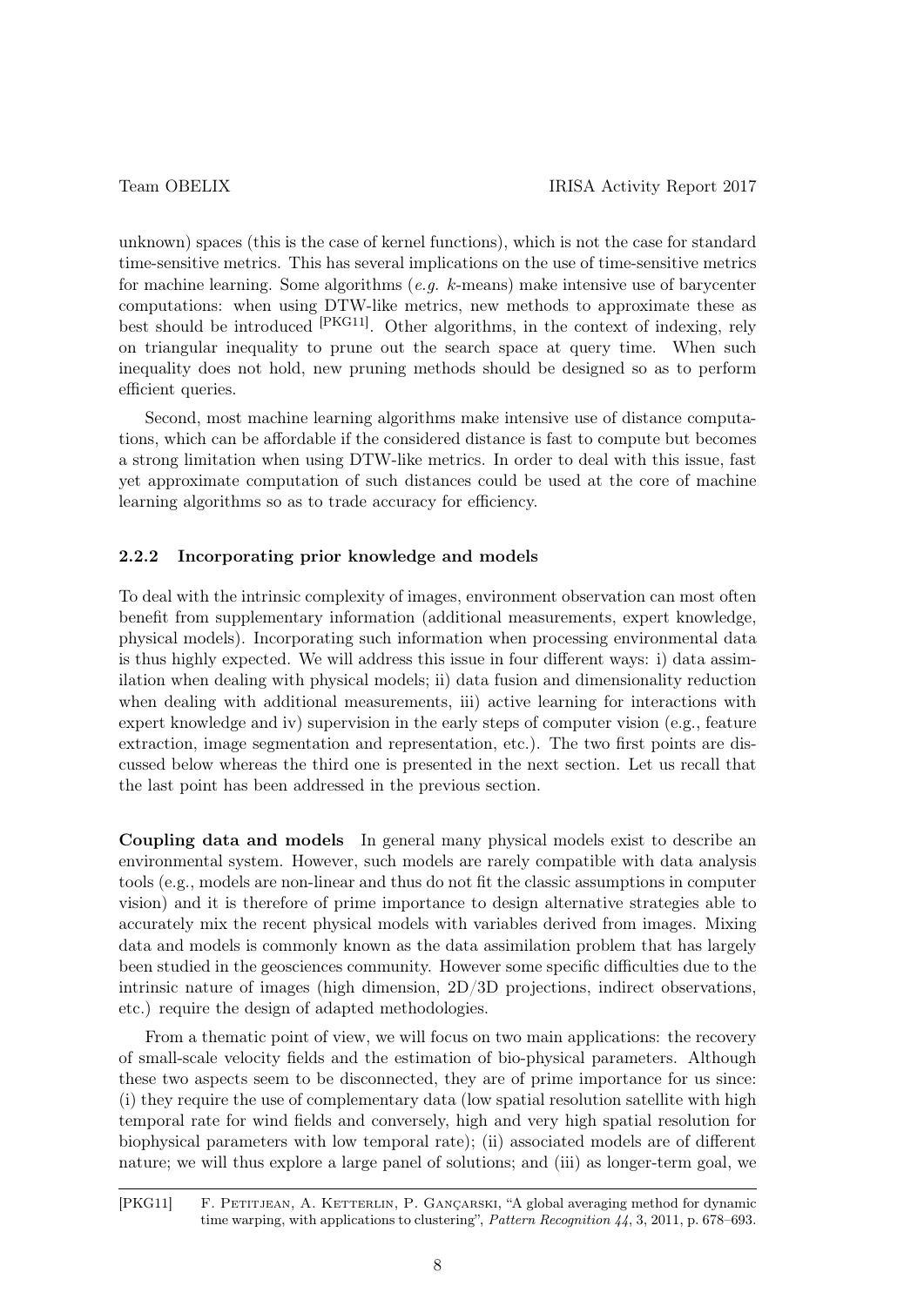unknown) spaces (this is the case of kernel functions), which is not the case for standard time-sensitive metrics. This has several implications on the use of time-sensitive metrics for machine learning. Some algorithms (*e.g.* *k*-means) make intensive use of barycenter computations: when using DTW-like metrics, new methods to approximate these as best should be introduced [PKG11]. Other algorithms, in the context of indexing, rely on triangular inequality to prune out the search space at query time. When such inequality does not hold, new pruning methods should be designed so as to perform efficient queries.

Second, most machine learning algorithms make intensive use of distance computations, which can be affordable if the considered distance is fast to compute but becomes a strong limitation when using DTW-like metrics. In order to deal with this issue, fast yet approximate computation of such distances could be used at the core of machine learning algorithms so as to trade accuracy for efficiency.

### 2.2.2 Incorporating prior knowledge and models

To deal with the intrinsic complexity of images, environment observation can most often benefit from supplementary information (additional measurements, expert knowledge, physical models). Incorporating such information when processing environmental data is thus highly expected. We will address this issue in four different ways: i) data assimilation when dealing with physical models; ii) data fusion and dimensionality reduction when dealing with additional measurements, iii) active learning for interactions with expert knowledge and iv) supervision in the early steps of computer vision (e.g., feature extraction, image segmentation and representation, etc.). The two first points are discussed below whereas the third one is presented in the next section. Let us recall that the last point has been addressed in the previous section.

**Coupling data and models** In general many physical models exist to describe an environmental system. However, such models are rarely compatible with data analysis tools (e.g., models are non-linear and thus do not fit the classic assumptions in computer vision) and it is therefore of prime importance to design alternative strategies able to accurately mix the recent physical models with variables derived from images. Mixing data and models is commonly known as the data assimilation problem that has largely been studied in the geosciences community. However some specific difficulties due to the intrinsic nature of images (high dimension, 2D/3D projections, indirect observations, etc.) require the design of adapted methodologies.

From a thematic point of view, we will focus on two main applications: the recovery of small-scale velocity fields and the estimation of bio-physical parameters. Although these two aspects seem to be disconnected, they are of prime importance for us since: (i) they require the use of complementary data (low spatial resolution satellite with high temporal rate for wind fields and conversely, high and very high spatial resolution for biophysical parameters with low temporal rate); (ii) associated models are of different nature; we will thus explore a large panel of solutions; and (iii) as longer-term goal, we

[PKG11] F. Petitjean, A. Ketterlin, P. Gançarski, "A global averaging method for dynamic time warping, with applications to clustering", *Pattern Recognition 44*, 3, 2011, p. 678–693.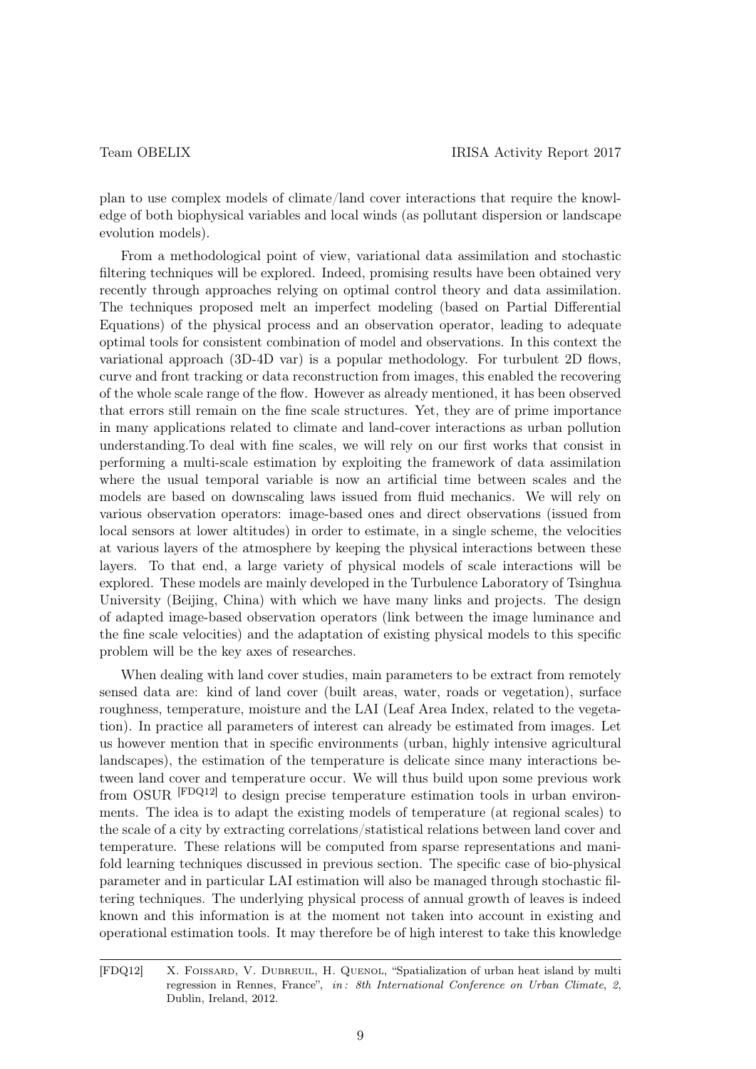plan to use complex models of climate/land cover interactions that require the knowledge of both biophysical variables and local winds (as pollutant dispersion or landscape evolution models).

From a methodological point of view, variational data assimilation and stochastic filtering techniques will be explored. Indeed, promising results have been obtained very recently through approaches relying on optimal control theory and data assimilation. The techniques proposed melt an imperfect modeling (based on Partial Differential Equations) of the physical process and an observation operator, leading to adequate optimal tools for consistent combination of model and observations. In this context the variational approach (3D-4D var) is a popular methodology. For turbulent 2D flows, curve and front tracking or data reconstruction from images, this enabled the recovering of the whole scale range of the flow. However as already mentioned, it has been observed that errors still remain on the fine scale structures. Yet, they are of prime importance in many applications related to climate and land-cover interactions as urban pollution understanding.To deal with fine scales, we will rely on our first works that consist in performing a multi-scale estimation by exploiting the framework of data assimilation where the usual temporal variable is now an artificial time between scales and the models are based on downscaling laws issued from fluid mechanics. We will rely on various observation operators: image-based ones and direct observations (issued from local sensors at lower altitudes) in order to estimate, in a single scheme, the velocities at various layers of the atmosphere by keeping the physical interactions between these layers. To that end, a large variety of physical models of scale interactions will be explored. These models are mainly developed in the Turbulence Laboratory of Tsinghua University (Beijing, China) with which we have many links and projects. The design of adapted image-based observation operators (link between the image luminance and the fine scale velocities) and the adaptation of existing physical models to this specific problem will be the key axes of researches.

When dealing with land cover studies, main parameters to be extract from remotely sensed data are: kind of land cover (built areas, water, roads or vegetation), surface roughness, temperature, moisture and the LAI (Leaf Area Index, related to the vegetation). In practice all parameters of interest can already be estimated from images. Let us however mention that in specific environments (urban, highly intensive agricultural landscapes), the estimation of the temperature is delicate since many interactions between land cover and temperature occur. We will thus build upon some previous work from OSUR [FDQ12] to design precise temperature estimation tools in urban environments. The idea is to adapt the existing models of temperature (at regional scales) to the scale of a city by extracting correlations/statistical relations between land cover and temperature. These relations will be computed from sparse representations and manifold learning techniques discussed in previous section. The specific case of bio-physical parameter and in particular LAI estimation will also be managed through stochastic filtering techniques. The underlying physical process of annual growth of leaves is indeed known and this information is at the moment not taken into account in existing and operational estimation tools. It may therefore be of high interest to take this knowledge

[FDQ12] X. Foissard, V. Dubreuil, H. Quenol, "Spatialization of urban heat island by multi regression in Rennes, France", *in: 8th International Conference on Urban Climate*, *2*, Dublin, Ireland, 2012.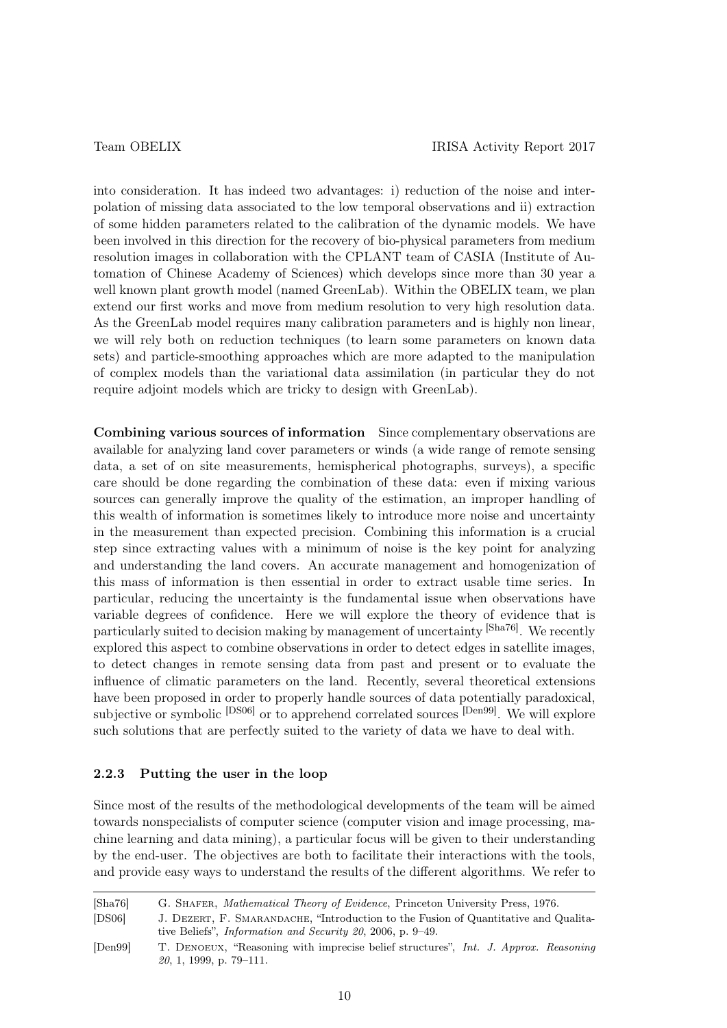into consideration. It has indeed two advantages: i) reduction of the noise and interpolation of missing data associated to the low temporal observations and ii) extraction of some hidden parameters related to the calibration of the dynamic models. We have been involved in this direction for the recovery of bio-physical parameters from medium resolution images in collaboration with the CPLANT team of CASIA (Institute of Automation of Chinese Academy of Sciences) which develops since more than 30 year a well known plant growth model (named GreenLab). Within the OBELIX team, we plan extend our first works and move from medium resolution to very high resolution data. As the GreenLab model requires many calibration parameters and is highly non linear, we will rely both on reduction techniques (to learn some parameters on known data sets) and particle-smoothing approaches which are more adapted to the manipulation of complex models than the variational data assimilation (in particular they do not require adjoint models which are tricky to design with GreenLab).

**Combining various sources of information** Since complementary observations are available for analyzing land cover parameters or winds (a wide range of remote sensing data, a set of on site measurements, hemispherical photographs, surveys), a specific care should be done regarding the combination of these data: even if mixing various sources can generally improve the quality of the estimation, an improper handling of this wealth of information is sometimes likely to introduce more noise and uncertainty in the measurement than expected precision. Combining this information is a crucial step since extracting values with a minimum of noise is the key point for analyzing and understanding the land covers. An accurate management and homogenization of this mass of information is then essential in order to extract usable time series. In particular, reducing the uncertainty is the fundamental issue when observations have variable degrees of confidence. Here we will explore the theory of evidence that is particularly suited to decision making by management of uncertainty [Sha76]. We recently explored this aspect to combine observations in order to detect edges in satellite images, to detect changes in remote sensing data from past and present or to evaluate the influence of climatic parameters on the land. Recently, several theoretical extensions have been proposed in order to properly handle sources of data potentially paradoxical, subjective or symbolic [DS06] or to apprehend correlated sources [Den99]. We will explore such solutions that are perfectly suited to the variety of data we have to deal with.

### 2.2.3 Putting the user in the loop

Since most of the results of the methodological developments of the team will be aimed towards nonspecialists of computer science (computer vision and image processing, machine learning and data mining), a particular focus will be given to their understanding by the end-user. The objectives are both to facilitate their interactions with the tools, and provide easy ways to understand the results of the different algorithms. We refer to

---

[Sha76] G. Shafer, *Mathematical Theory of Evidence*, Princeton University Press, 1976.

[DS06] J. Dezert, F. Smarandache, "Introduction to the Fusion of Quantitative and Qualitative Beliefs", *Information and Security 20*, 2006, p. 9–49.

[Den99] T. Denoeux, "Reasoning with imprecise belief structures", *Int. J. Approx. Reasoning 20*, 1, 1999, p. 79–111.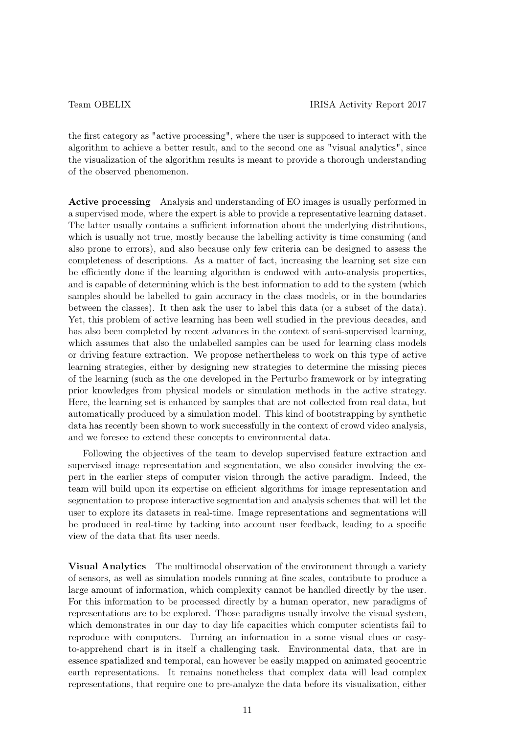the first category as "active processing", where the user is supposed to interact with the algorithm to achieve a better result, and to the second one as "visual analytics", since the visualization of the algorithm results is meant to provide a thorough understanding of the observed phenomenon.

**Active processing** Analysis and understanding of EO images is usually performed in a supervised mode, where the expert is able to provide a representative learning dataset. The latter usually contains a sufficient information about the underlying distributions, which is usually not true, mostly because the labelling activity is time consuming (and also prone to errors), and also because only few criteria can be designed to assess the completeness of descriptions. As a matter of fact, increasing the learning set size can be efficiently done if the learning algorithm is endowed with auto-analysis properties, and is capable of determining which is the best information to add to the system (which samples should be labelled to gain accuracy in the class models, or in the boundaries between the classes). It then ask the user to label this data (or a subset of the data). Yet, this problem of active learning has been well studied in the previous decades, and has also been completed by recent advances in the context of semi-supervised learning, which assumes that also the unlabelled samples can be used for learning class models or driving feature extraction. We propose nethertheless to work on this type of active learning strategies, either by designing new strategies to determine the missing pieces of the learning (such as the one developed in the Perturbo framework or by integrating prior knowledges from physical models or simulation methods in the active strategy. Here, the learning set is enhanced by samples that are not collected from real data, but automatically produced by a simulation model. This kind of bootstrapping by synthetic data has recently been shown to work successfully in the context of crowd video analysis, and we foresee to extend these concepts to environmental data.

Following the objectives of the team to develop supervised feature extraction and supervised image representation and segmentation, we also consider involving the expert in the earlier steps of computer vision through the active paradigm. Indeed, the team will build upon its expertise on efficient algorithms for image representation and segmentation to propose interactive segmentation and analysis schemes that will let the user to explore its datasets in real-time. Image representations and segmentations will be produced in real-time by tacking into account user feedback, leading to a specific view of the data that fits user needs.

**Visual Analytics** The multimodal observation of the environment through a variety of sensors, as well as simulation models running at fine scales, contribute to produce a large amount of information, which complexity cannot be handled directly by the user. For this information to be processed directly by a human operator, new paradigms of representations are to be explored. Those paradigms usually involve the visual system, which demonstrates in our day to day life capacities which computer scientists fail to reproduce with computers. Turning an information in a some visual clues or easy-to-apprehend chart is in itself a challenging task. Environmental data, that are in essence spatialized and temporal, can however be easily mapped on animated geocentric earth representations. It remains nonetheless that complex data will lead complex representations, that require one to pre-analyze the data before its visualization, either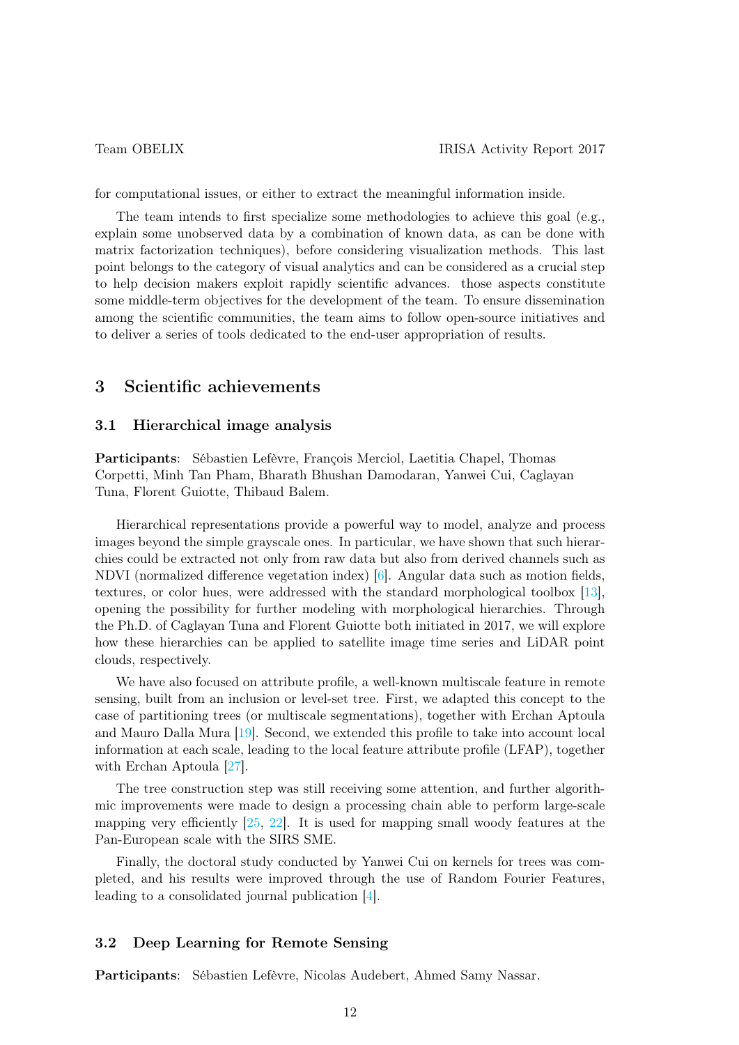for computational issues, or either to extract the meaningful information inside.

The team intends to first specialize some methodologies to achieve this goal (e.g., explain some unobserved data by a combination of known data, as can be done with matrix factorization techniques), before considering visualization methods. This last point belongs to the category of visual analytics and can be considered as a crucial step to help decision makers exploit rapidly scientific advances. those aspects constitute some middle-term objectives for the development of the team. To ensure dissemination among the scientific communities, the team aims to follow open-source initiatives and to deliver a series of tools dedicated to the end-user appropriation of results.

## 3 Scientific achievements

### 3.1 Hierarchical image analysis

**Participants**: Sébastien Lefèvre, François Merciol, Laetitia Chapel, Thomas Corpetti, Minh Tan Pham, Bharath Bhushan Damodaran, Yanwei Cui, Caglayan Tuna, Florent Guiotte, Thibaud Balem.

Hierarchical representations provide a powerful way to model, analyze and process images beyond the simple grayscale ones. In particular, we have shown that such hierarchies could be extracted not only from raw data but also from derived channels such as NDVI (normalized difference vegetation index) [6]. Angular data such as motion fields, textures, or color hues, were addressed with the standard morphological toolbox [13], opening the possibility for further modeling with morphological hierarchies. Through the Ph.D. of Caglayan Tuna and Florent Guiotte both initiated in 2017, we will explore how these hierarchies can be applied to satellite image time series and LiDAR point clouds, respectively.

We have also focused on attribute profile, a well-known multiscale feature in remote sensing, built from an inclusion or level-set tree. First, we adapted this concept to the case of partitioning trees (or multiscale segmentations), together with Erchan Aptoula and Mauro Dalla Mura [19]. Second, we extended this profile to take into account local information at each scale, leading to the local feature attribute profile (LFAP), together with Erchan Aptoula [27].

The tree construction step was still receiving some attention, and further algorithmic improvements were made to design a processing chain able to perform large-scale mapping very efficiently [25, 22]. It is used for mapping small woody features at the Pan-European scale with the SIRS SME.

Finally, the doctoral study conducted by Yanwei Cui on kernels for trees was completed, and his results were improved through the use of Random Fourier Features, leading to a consolidated journal publication [4].

### 3.2 Deep Learning for Remote Sensing

**Participants**: Sébastien Lefèvre, Nicolas Audebert, Ahmed Samy Nassar.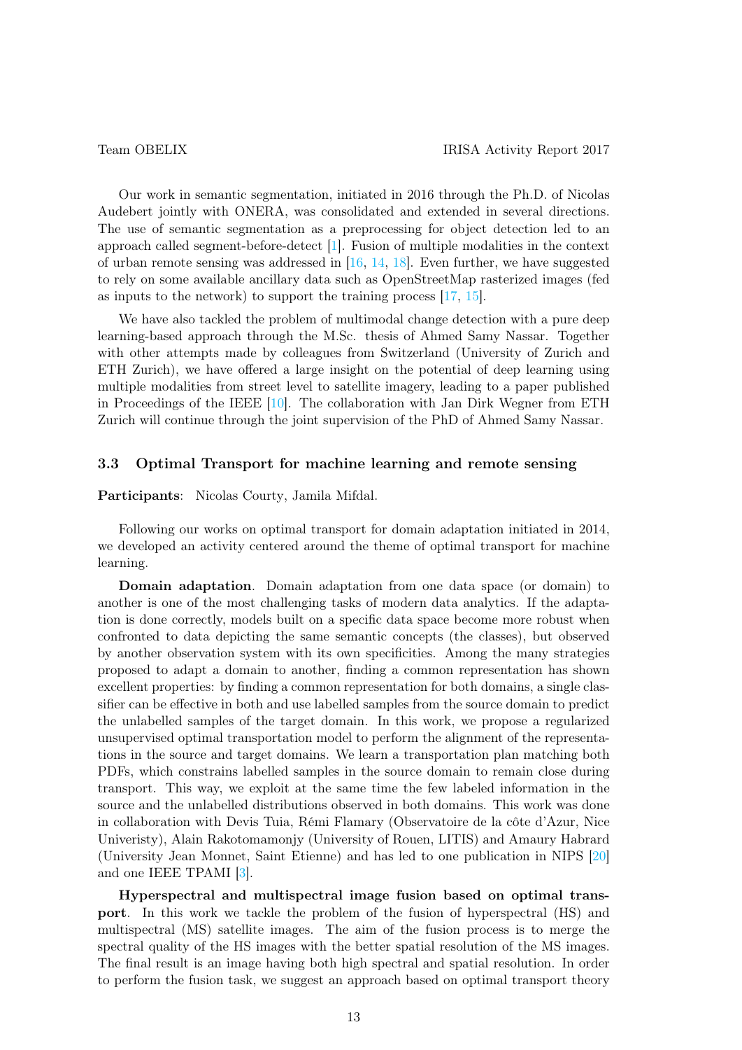Our work in semantic segmentation, initiated in 2016 through the Ph.D. of Nicolas Audebert jointly with ONERA, was consolidated and extended in several directions. The use of semantic segmentation as a preprocessing for object detection led to an approach called segment-before-detect [1]. Fusion of multiple modalities in the context of urban remote sensing was addressed in [16, 14, 18]. Even further, we have suggested to rely on some available ancillary data such as OpenStreetMap rasterized images (fed as inputs to the network) to support the training process [17, 15].

We have also tackled the problem of multimodal change detection with a pure deep learning-based approach through the M.Sc. thesis of Ahmed Samy Nassar. Together with other attempts made by colleagues from Switzerland (University of Zurich and ETH Zurich), we have offered a large insight on the potential of deep learning using multiple modalities from street level to satellite imagery, leading to a paper published in Proceedings of the IEEE [10]. The collaboration with Jan Dirk Wegner from ETH Zurich will continue through the joint supervision of the PhD of Ahmed Samy Nassar.

### 3.3 Optimal Transport for machine learning and remote sensing

**Participants**: Nicolas Courty, Jamila Mifdal.

Following our works on optimal transport for domain adaptation initiated in 2014, we developed an activity centered around the theme of optimal transport for machine learning.

**Domain adaptation**. Domain adaptation from one data space (or domain) to another is one of the most challenging tasks of modern data analytics. If the adaptation is done correctly, models built on a specific data space become more robust when confronted to data depicting the same semantic concepts (the classes), but observed by another observation system with its own specificities. Among the many strategies proposed to adapt a domain to another, finding a common representation has shown excellent properties: by finding a common representation for both domains, a single classifier can be effective in both and use labelled samples from the source domain to predict the unlabelled samples of the target domain. In this work, we propose a regularized unsupervised optimal transportation model to perform the alignment of the representations in the source and target domains. We learn a transportation plan matching both PDFs, which constrains labelled samples in the source domain to remain close during transport. This way, we exploit at the same time the few labeled information in the source and the unlabelled distributions observed in both domains. This work was done in collaboration with Devis Tuia, Rémi Flamary (Observatoire de la côte d'Azur, Nice Univeristy), Alain Rakotomamonjy (University of Rouen, LITIS) and Amaury Habrard (University Jean Monnet, Saint Etienne) and has led to one publication in NIPS [20] and one IEEE TPAMI [3].

**Hyperspectral and multispectral image fusion based on optimal transport**. In this work we tackle the problem of the fusion of hyperspectral (HS) and multispectral (MS) satellite images. The aim of the fusion process is to merge the spectral quality of the HS images with the better spatial resolution of the MS images. The final result is an image having both high spectral and spatial resolution. In order to perform the fusion task, we suggest an approach based on optimal transport theory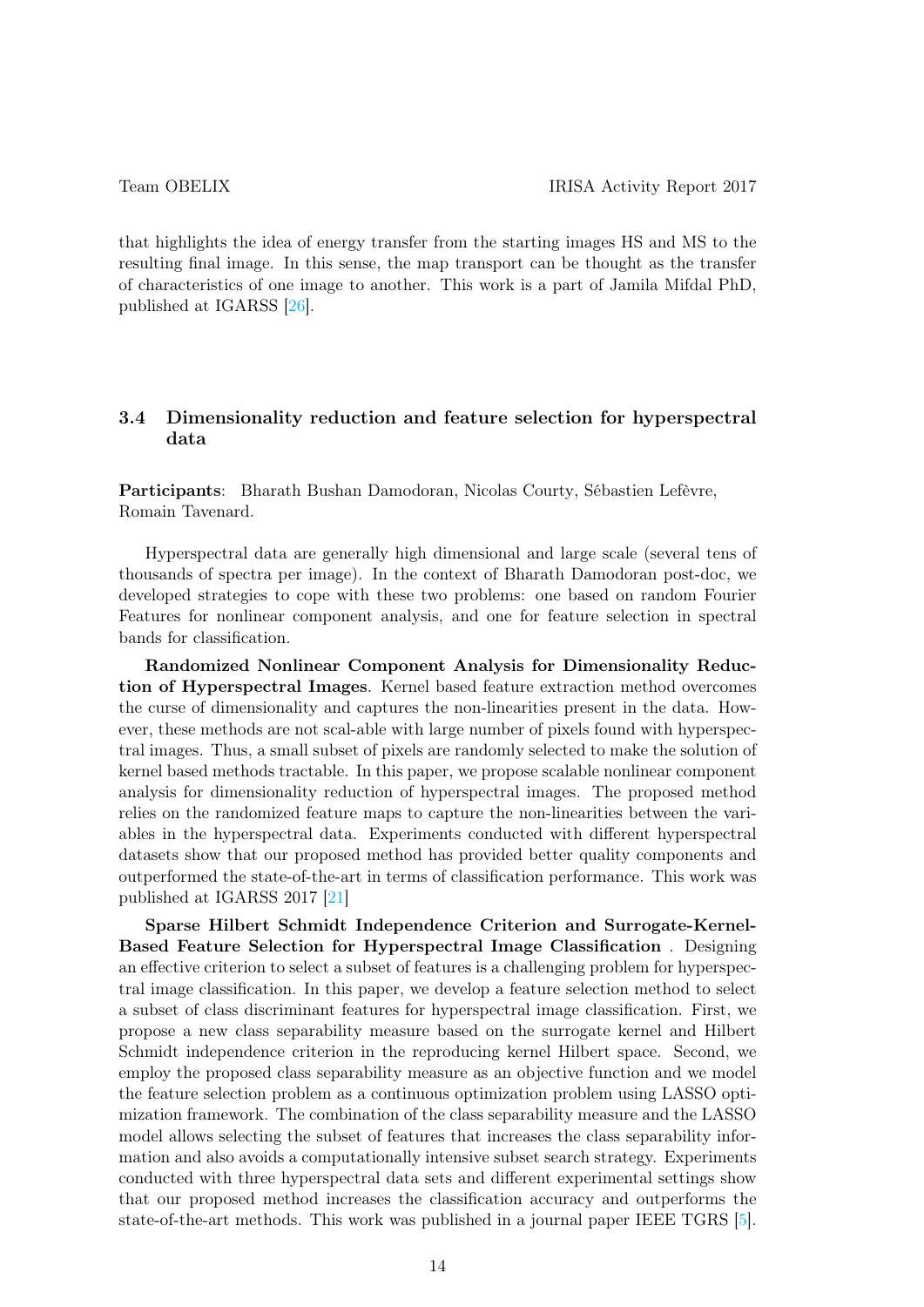that highlights the idea of energy transfer from the starting images HS and MS to the resulting final image. In this sense, the map transport can be thought as the transfer of characteristics of one image to another. This work is a part of Jamila Mifdal PhD, published at IGARSS [26].

### 3.4 Dimensionality reduction and feature selection for hyperspectral data

**Participants**: Bharath Bushan Damodoran, Nicolas Courty, Sébastien Lefèvre, Romain Tavenard.

Hyperspectral data are generally high dimensional and large scale (several tens of thousands of spectra per image). In the context of Bharath Damodoran post-doc, we developed strategies to cope with these two problems: one based on random Fourier Features for nonlinear component analysis, and one for feature selection in spectral bands for classification.

**Randomized Nonlinear Component Analysis for Dimensionality Reduction of Hyperspectral Images**. Kernel based feature extraction method overcomes the curse of dimensionality and captures the non-linearities present in the data. However, these methods are not scal-able with large number of pixels found with hyperspectral images. Thus, a small subset of pixels are randomly selected to make the solution of kernel based methods tractable. In this paper, we propose scalable nonlinear component analysis for dimensionality reduction of hyperspectral images. The proposed method relies on the randomized feature maps to capture the non-linearities between the variables in the hyperspectral data. Experiments conducted with different hyperspectral datasets show that our proposed method has provided better quality components and outperformed the state-of-the-art in terms of classification performance. This work was published at IGARSS 2017 [21]

**Sparse Hilbert Schmidt Independence Criterion and Surrogate-Kernel-Based Feature Selection for Hyperspectral Image Classification** . Designing an effective criterion to select a subset of features is a challenging problem for hyperspectral image classification. In this paper, we develop a feature selection method to select a subset of class discriminant features for hyperspectral image classification. First, we propose a new class separability measure based on the surrogate kernel and Hilbert Schmidt independence criterion in the reproducing kernel Hilbert space. Second, we employ the proposed class separability measure as an objective function and we model the feature selection problem as a continuous optimization problem using LASSO optimization framework. The combination of the class separability measure and the LASSO model allows selecting the subset of features that increases the class separability information and also avoids a computationally intensive subset search strategy. Experiments conducted with three hyperspectral data sets and different experimental settings show that our proposed method increases the classification accuracy and outperforms the state-of-the-art methods. This work was published in a journal paper IEEE TGRS [5].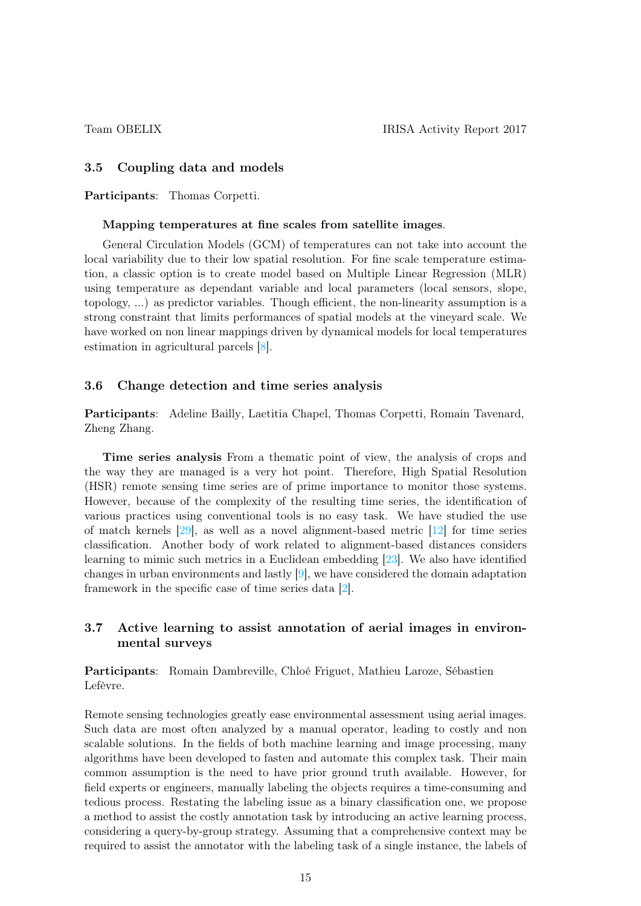### 3.5 Coupling data and models

**Participants**: Thomas Corpetti.

**Mapping temperatures at fine scales from satellite images**.

General Circulation Models (GCM) of temperatures can not take into account the local variability due to their low spatial resolution. For fine scale temperature estimation, a classic option is to create model based on Multiple Linear Regression (MLR) using temperature as dependant variable and local parameters (local sensors, slope, topology, ...) as predictor variables. Though efficient, the non-linearity assumption is a strong constraint that limits performances of spatial models at the vineyard scale. We have worked on non linear mappings driven by dynamical models for local temperatures estimation in agricultural parcels [8].

### 3.6 Change detection and time series analysis

**Participants**: Adeline Bailly, Laetitia Chapel, Thomas Corpetti, Romain Tavenard, Zheng Zhang.

**Time series analysis** From a thematic point of view, the analysis of crops and the way they are managed is a very hot point. Therefore, High Spatial Resolution (HSR) remote sensing time series are of prime importance to monitor those systems. However, because of the complexity of the resulting time series, the identification of various practices using conventional tools is no easy task. We have studied the use of match kernels [29], as well as a novel alignment-based metric [12] for time series classification. Another body of work related to alignment-based distances considers learning to mimic such metrics in a Euclidean embedding [23]. We also have identified changes in urban environments and lastly [9], we have considered the domain adaptation framework in the specific case of time series data [2].

### 3.7 Active learning to assist annotation of aerial images in environmental surveys

**Participants**: Romain Dambreville, Chloé Friguet, Mathieu Laroze, Sébastien Lefèvre.

Remote sensing technologies greatly ease environmental assessment using aerial images. Such data are most often analyzed by a manual operator, leading to costly and non scalable solutions. In the fields of both machine learning and image processing, many algorithms have been developed to fasten and automate this complex task. Their main common assumption is the need to have prior ground truth available. However, for field experts or engineers, manually labeling the objects requires a time-consuming and tedious process. Restating the labeling issue as a binary classification one, we propose a method to assist the costly annotation task by introducing an active learning process, considering a query-by-group strategy. Assuming that a comprehensive context may be required to assist the annotator with the labeling task of a single instance, the labels of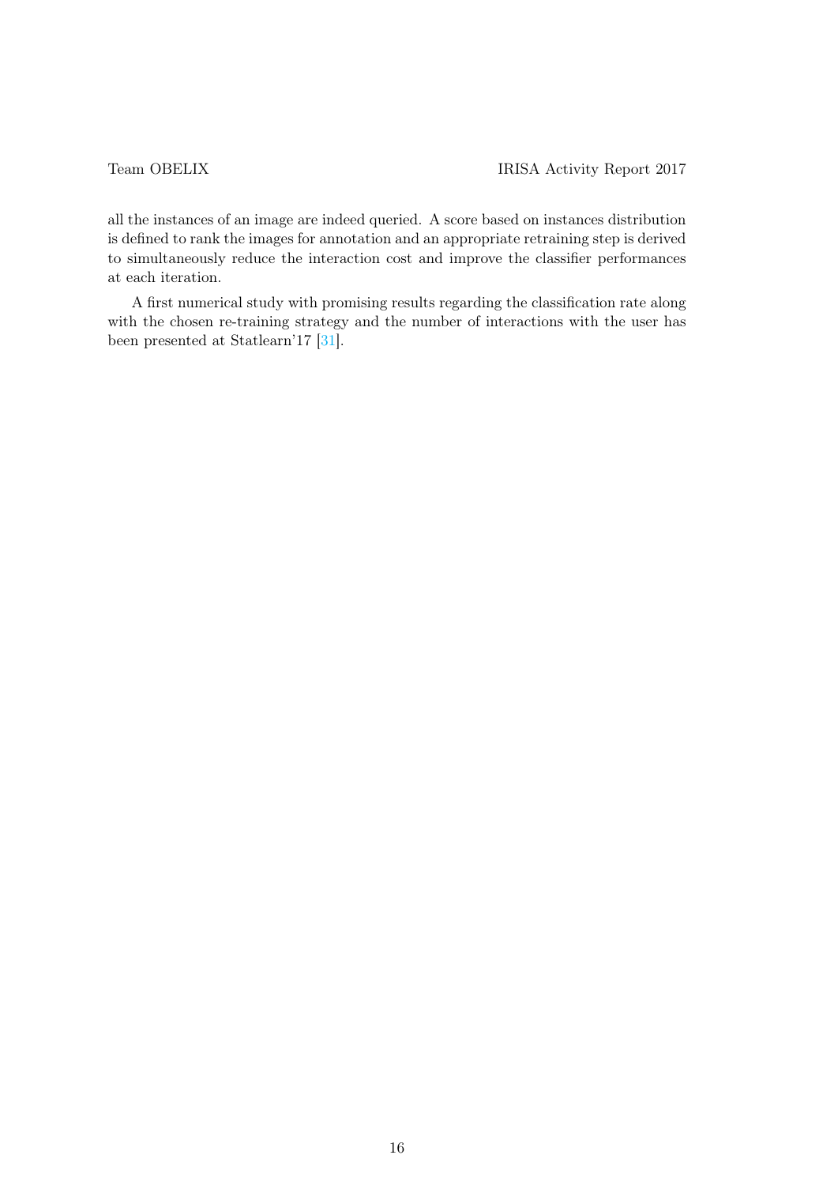all the instances of an image are indeed queried. A score based on instances distribution is defined to rank the images for annotation and an appropriate retraining step is derived to simultaneously reduce the interaction cost and improve the classifier performances at each iteration.

A first numerical study with promising results regarding the classification rate along with the chosen re-training strategy and the number of interactions with the user has been presented at Statlearn'17 [31].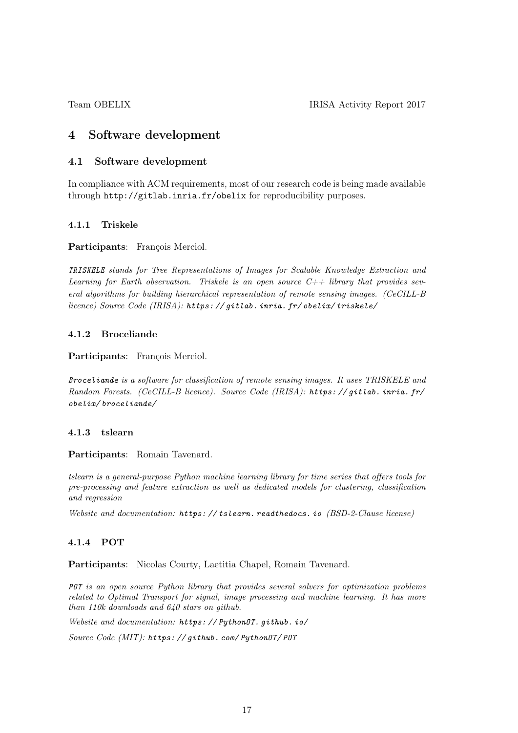# 4 Software development

## 4.1 Software development

In compliance with ACM requirements, most of our research code is being made available through `http://gitlab.inria.fr/obelix` for reproducibility purposes.

### 4.1.1 Triskele

**Participants**: François Merciol.

*TRISKELE stands for Tree Representations of Images for Scalable Knowledge Extraction and Learning for Earth observation. Triskele is an open source C++ library that provides several algorithms for building hierarchical representation of remote sensing images. (CeCILL-B licence) Source Code (IRISA): https://gitlab.inria.fr/obelix/triskele/*

### 4.1.2 Broceliande

**Participants**: François Merciol.

*Broceliande is a software for classification of remote sensing images. It uses TRISKELE and Random Forests. (CeCILL-B licence). Source Code (IRISA): https://gitlab.inria.fr/obelix/broceliande/*

### 4.1.3 tslearn

**Participants**: Romain Tavenard.

*tslearn is a general-purpose Python machine learning library for time series that offers tools for pre-processing and feature extraction as well as dedicated models for clustering, classification and regression*

*Website and documentation: https://tslearn.readthedocs.io (BSD-2-Clause license)*

### 4.1.4 POT

**Participants**: Nicolas Courty, Laetitia Chapel, Romain Tavenard.

*POT is an open source Python library that provides several solvers for optimization problems related to Optimal Transport for signal, image processing and machine learning. It has more than 110k downloads and 640 stars on github.*

*Website and documentation: https://PythonOT.github.io/*

*Source Code (MIT): https://github.com/PythonOT/POT*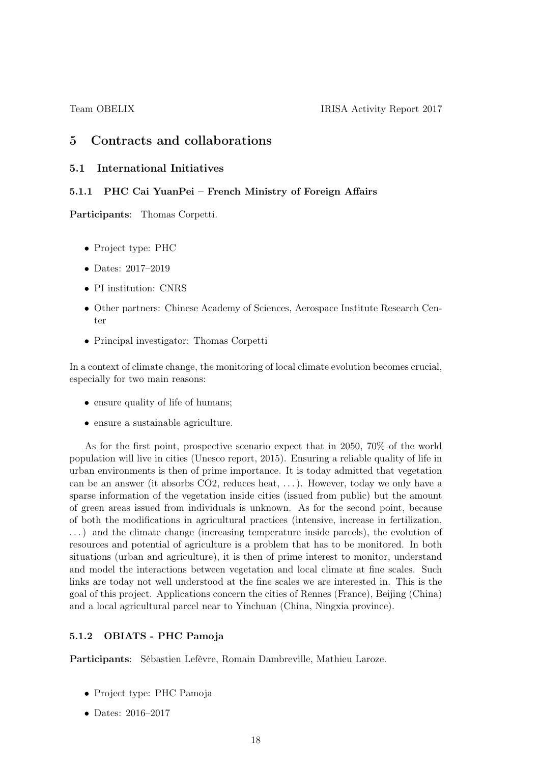# 5 Contracts and collaborations

## 5.1 International Initiatives

### 5.1.1 PHC Cai YuanPei – French Ministry of Foreign Affairs

**Participants**: Thomas Corpetti.

- Project type: PHC
- Dates: 2017–2019
- PI institution: CNRS
- Other partners: Chinese Academy of Sciences, Aerospace Institute Research Center
- Principal investigator: Thomas Corpetti

In a context of climate change, the monitoring of local climate evolution becomes crucial, especially for two main reasons:

- ensure quality of life of humans;
- ensure a sustainable agriculture.

As for the first point, prospective scenario expect that in 2050, 70% of the world population will live in cities (Unesco report, 2015). Ensuring a reliable quality of life in urban environments is then of prime importance. It is today admitted that vegetation can be an answer (it absorbs CO2, reduces heat, . . . ). However, today we only have a sparse information of the vegetation inside cities (issued from public) but the amount of green areas issued from individuals is unknown. As for the second point, because of both the modifications in agricultural practices (intensive, increase in fertilization, . . . ) and the climate change (increasing temperature inside parcels), the evolution of resources and potential of agriculture is a problem that has to be monitored. In both situations (urban and agriculture), it is then of prime interest to monitor, understand and model the interactions between vegetation and local climate at fine scales. Such links are today not well understood at the fine scales we are interested in. This is the goal of this project. Applications concern the cities of Rennes (France), Beijing (China) and a local agricultural parcel near to Yinchuan (China, Ningxia province).

### 5.1.2 OBIATS - PHC Pamoja

**Participants**: Sébastien Lefèvre, Romain Dambreville, Mathieu Laroze.

- Project type: PHC Pamoja
- Dates: 2016–2017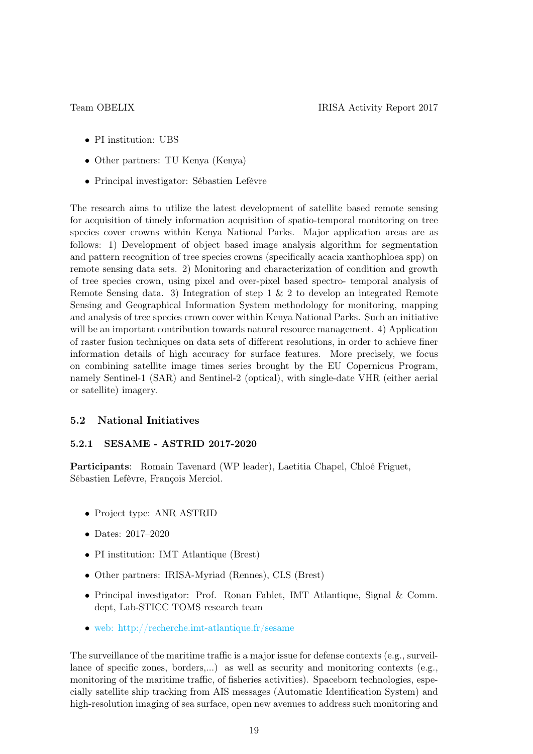- PI institution: UBS
- Other partners: TU Kenya (Kenya)
- Principal investigator: Sébastien Lefèvre

The research aims to utilize the latest development of satellite based remote sensing for acquisition of timely information acquisition of spatio-temporal monitoring on tree species cover crowns within Kenya National Parks. Major application areas are as follows: 1) Development of object based image analysis algorithm for segmentation and pattern recognition of tree species crowns (specifically acacia xanthophloea spp) on remote sensing data sets. 2) Monitoring and characterization of condition and growth of tree species crown, using pixel and over-pixel based spectro- temporal analysis of Remote Sensing data. 3) Integration of step 1 & 2 to develop an integrated Remote Sensing and Geographical Information System methodology for monitoring, mapping and analysis of tree species crown cover within Kenya National Parks. Such an initiative will be an important contribution towards natural resource management. 4) Application of raster fusion techniques on data sets of different resolutions, in order to achieve finer information details of high accuracy for surface features. More precisely, we focus on combining satellite image times series brought by the EU Copernicus Program, namely Sentinel-1 (SAR) and Sentinel-2 (optical), with single-date VHR (either aerial or satellite) imagery.

## 5.2 National Initiatives

### 5.2.1 SESAME - ASTRID 2017-2020

**Participants**: Romain Tavenard (WP leader), Laetitia Chapel, Chloé Friguet, Sébastien Lefèvre, François Merciol.

- Project type: ANR ASTRID
- Dates: 2017–2020
- PI institution: IMT Atlantique (Brest)
- Other partners: IRISA-Myriad (Rennes), CLS (Brest)
- Principal investigator: Prof. Ronan Fablet, IMT Atlantique, Signal & Comm. dept, Lab-STICC TOMS research team
- web: http://recherche.imt-atlantique.fr/sesame

The surveillance of the maritime traffic is a major issue for defense contexts (e.g., surveillance of specific zones, borders,...) as well as security and monitoring contexts (e.g., monitoring of the maritime traffic, of fisheries activities). Spaceborn technologies, especially satellite ship tracking from AIS messages (Automatic Identification System) and high-resolution imaging of sea surface, open new avenues to address such monitoring and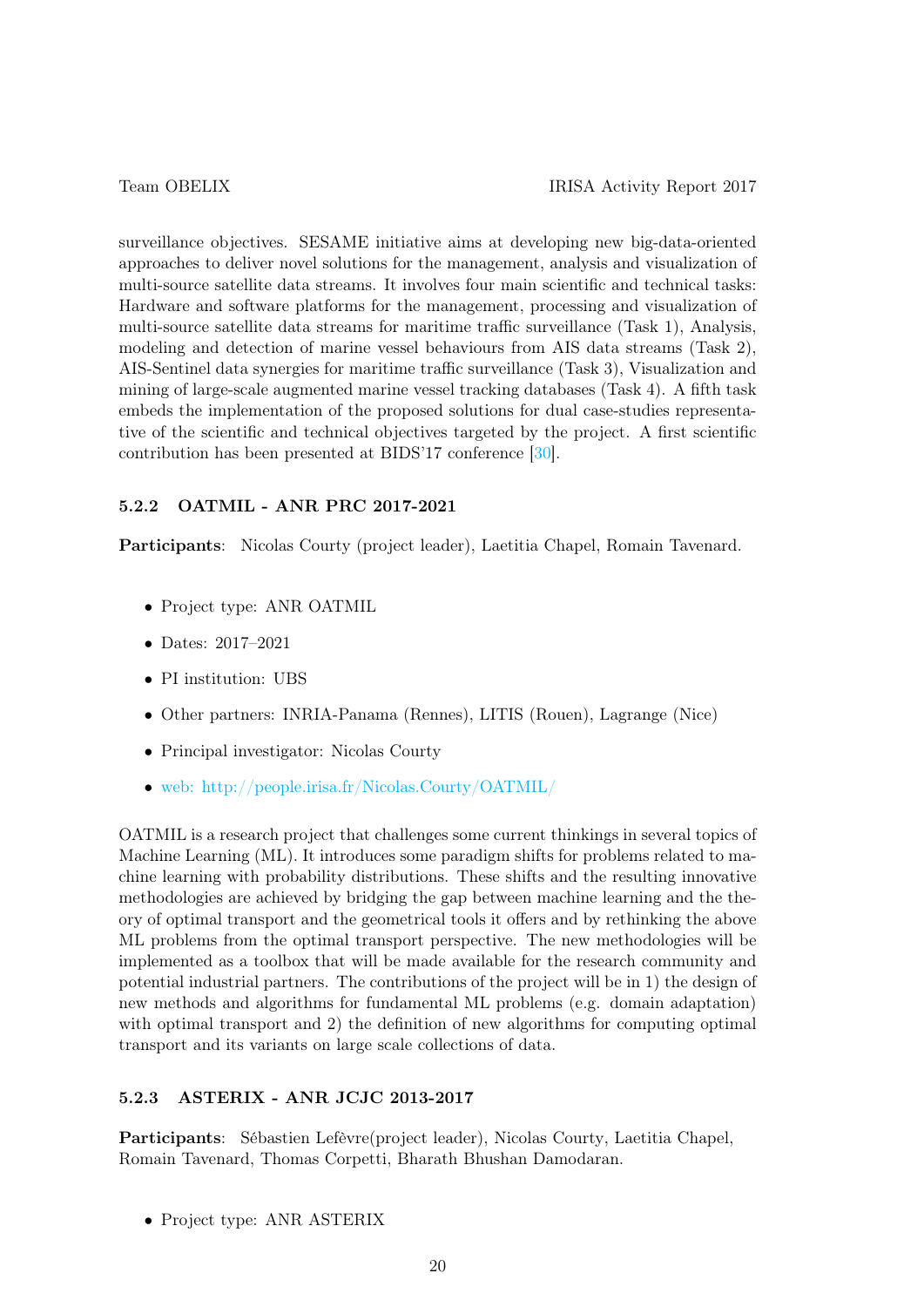surveillance objectives. SESAME initiative aims at developing new big-data-oriented approaches to deliver novel solutions for the management, analysis and visualization of multi-source satellite data streams. It involves four main scientific and technical tasks: Hardware and software platforms for the management, processing and visualization of multi-source satellite data streams for maritime traffic surveillance (Task 1), Analysis, modeling and detection of marine vessel behaviours from AIS data streams (Task 2), AIS-Sentinel data synergies for maritime traffic surveillance (Task 3), Visualization and mining of large-scale augmented marine vessel tracking databases (Task 4). A fifth task embeds the implementation of the proposed solutions for dual case-studies representative of the scientific and technical objectives targeted by the project. A first scientific contribution has been presented at BIDS'17 conference [30].

#### 5.2.2 OATMIL - ANR PRC 2017-2021

**Participants**: Nicolas Courty (project leader), Laetitia Chapel, Romain Tavenard.

- Project type: ANR OATMIL
- Dates: 2017–2021
- PI institution: UBS
- Other partners: INRIA-Panama (Rennes), LITIS (Rouen), Lagrange (Nice)
- Principal investigator: Nicolas Courty
- web: http://people.irisa.fr/Nicolas.Courty/OATMIL/

OATMIL is a research project that challenges some current thinkings in several topics of Machine Learning (ML). It introduces some paradigm shifts for problems related to machine learning with probability distributions. These shifts and the resulting innovative methodologies are achieved by bridging the gap between machine learning and the theory of optimal transport and the geometrical tools it offers and by rethinking the above ML problems from the optimal transport perspective. The new methodologies will be implemented as a toolbox that will be made available for the research community and potential industrial partners. The contributions of the project will be in 1) the design of new methods and algorithms for fundamental ML problems (e.g. domain adaptation) with optimal transport and 2) the definition of new algorithms for computing optimal transport and its variants on large scale collections of data.

#### 5.2.3 ASTERIX - ANR JCJC 2013-2017

**Participants**: Sébastien Lefèvre(project leader), Nicolas Courty, Laetitia Chapel, Romain Tavenard, Thomas Corpetti, Bharath Bhushan Damodaran.

- Project type: ANR ASTERIX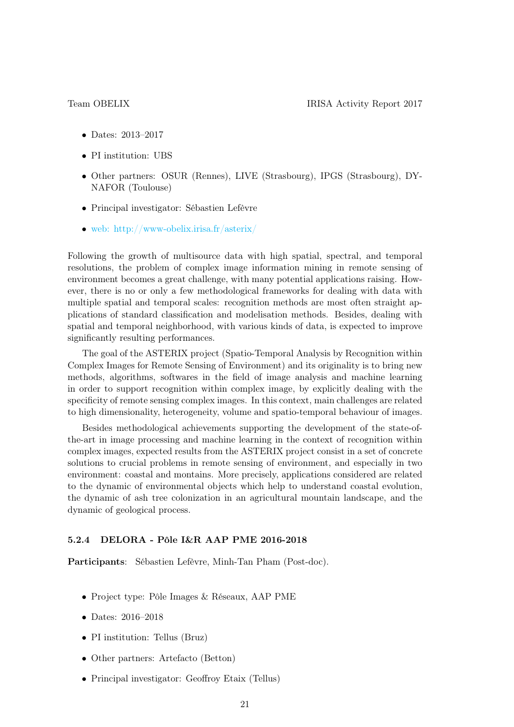- Dates: 2013–2017
- PI institution: UBS
- Other partners: OSUR (Rennes), LIVE (Strasbourg), IPGS (Strasbourg), DYNAFOR (Toulouse)
- Principal investigator: Sébastien Lefèvre
- web: http://www-obelix.irisa.fr/asterix/

Following the growth of multisource data with high spatial, spectral, and temporal resolutions, the problem of complex image information mining in remote sensing of environment becomes a great challenge, with many potential applications raising. However, there is no or only a few methodological frameworks for dealing with data with multiple spatial and temporal scales: recognition methods are most often straight applications of standard classification and modelisation methods. Besides, dealing with spatial and temporal neighborhood, with various kinds of data, is expected to improve significantly resulting performances.

The goal of the ASTERIX project (Spatio-Temporal Analysis by Recognition within Complex Images for Remote Sensing of Environment) and its originality is to bring new methods, algorithms, softwares in the field of image analysis and machine learning in order to support recognition within complex image, by explicitly dealing with the specificity of remote sensing complex images. In this context, main challenges are related to high dimensionality, heterogeneity, volume and spatio-temporal behaviour of images.

Besides methodological achievements supporting the development of the state-of-the-art in image processing and machine learning in the context of recognition within complex images, expected results from the ASTERIX project consist in a set of concrete solutions to crucial problems in remote sensing of environment, and especially in two environment: coastal and montains. More precisely, applications considered are related to the dynamic of environmental objects which help to understand coastal evolution, the dynamic of ash tree colonization in an agricultural mountain landscape, and the dynamic of geological process.

#### 5.2.4 DELORA - Pôle I&R AAP PME 2016-2018

**Participants**: Sébastien Lefèvre, Minh-Tan Pham (Post-doc).

- Project type: Pôle Images & Réseaux, AAP PME
- Dates: 2016–2018
- PI institution: Tellus (Bruz)
- Other partners: Artefacto (Betton)
- Principal investigator: Geoffroy Etaix (Tellus)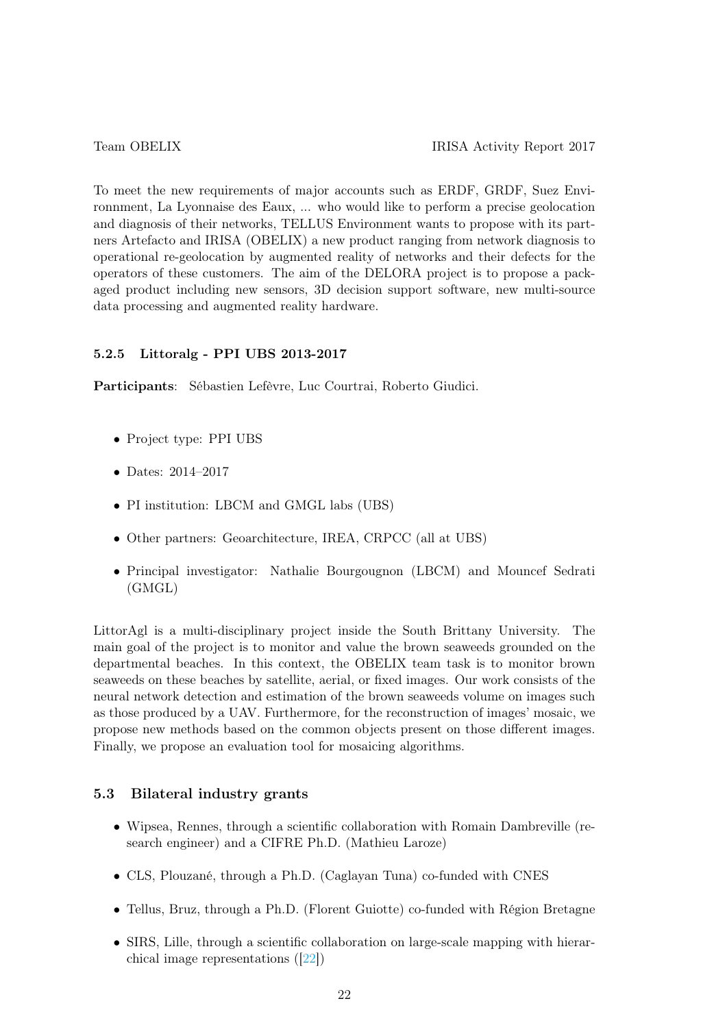To meet the new requirements of major accounts such as ERDF, GRDF, Suez Environnement, La Lyonnaise des Eaux, ... who would like to perform a precise geolocation and diagnosis of their networks, TELLUS Environment wants to propose with its partners Artefacto and IRISA (OBELIX) a new product ranging from network diagnosis to operational re-geolocation by augmented reality of networks and their defects for the operators of these customers. The aim of the DELORA project is to propose a packaged product including new sensors, 3D decision support software, new multi-source data processing and augmented reality hardware.

### 5.2.5 Littoralg - PPI UBS 2013-2017

**Participants**: Sébastien Lefèvre, Luc Courtrai, Roberto Giudici.

- Project type: PPI UBS
- Dates: 2014–2017
- PI institution: LBCM and GMGL labs (UBS)
- Other partners: Geoarchitecture, IREA, CRPCC (all at UBS)
- Principal investigator: Nathalie Bourgougnon (LBCM) and Mouncef Sedrati (GMGL)

LittorAgl is a multi-disciplinary project inside the South Brittany University. The main goal of the project is to monitor and value the brown seaweeds grounded on the departmental beaches. In this context, the OBELIX team task is to monitor brown seaweeds on these beaches by satellite, aerial, or fixed images. Our work consists of the neural network detection and estimation of the brown seaweeds volume on images such as those produced by a UAV. Furthermore, for the reconstruction of images' mosaic, we propose new methods based on the common objects present on those different images. Finally, we propose an evaluation tool for mosaicing algorithms.

## 5.3 Bilateral industry grants

- Wipsea, Rennes, through a scientific collaboration with Romain Dambreville (research engineer) and a CIFRE Ph.D. (Mathieu Laroze)
- CLS, Plouzané, through a Ph.D. (Caglayan Tuna) co-funded with CNES
- Tellus, Bruz, through a Ph.D. (Florent Guiotte) co-funded with Région Bretagne
- SIRS, Lille, through a scientific collaboration on large-scale mapping with hierarchical image representations ([22])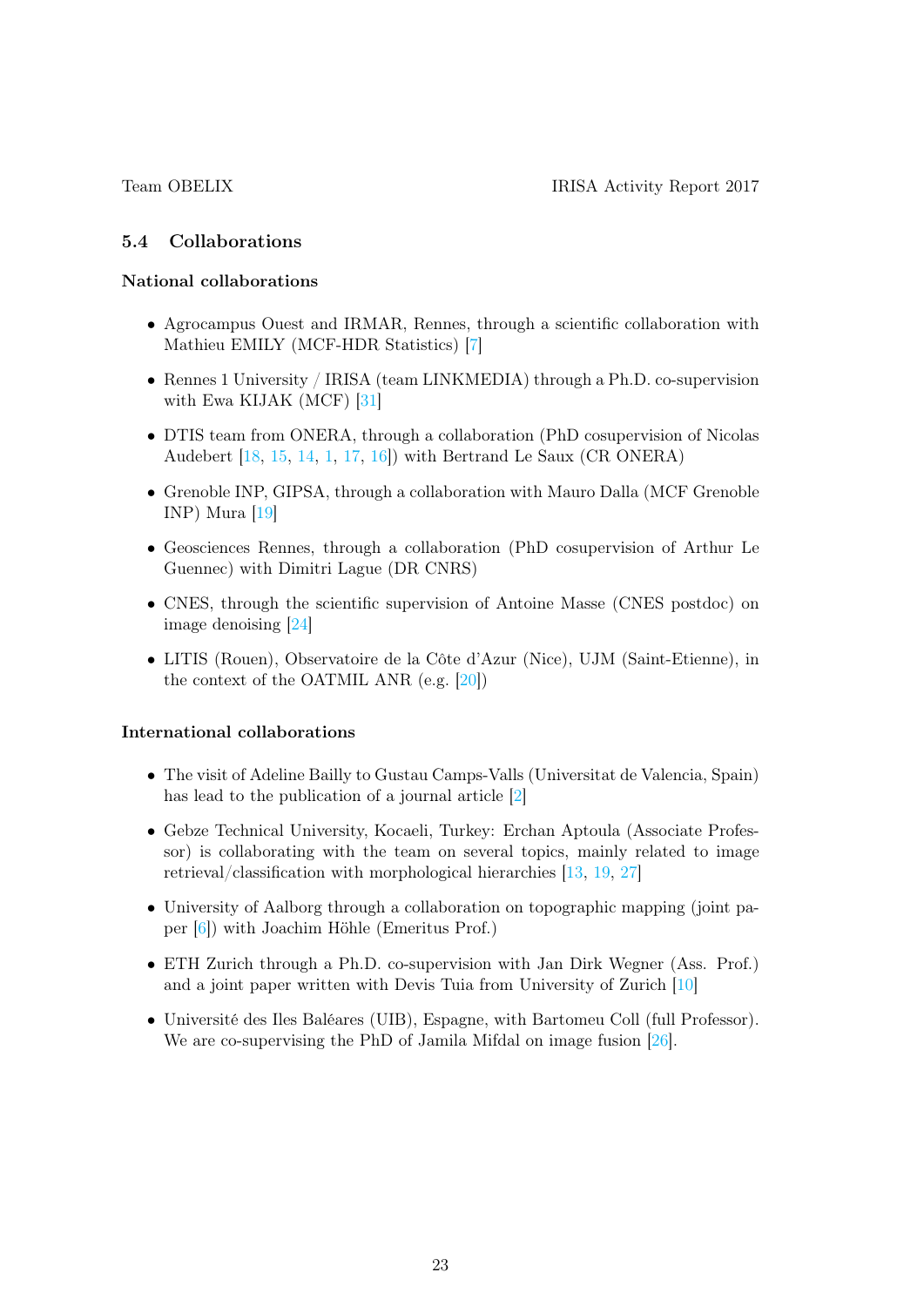### 5.4 Collaborations

**National collaborations**

- Agrocampus Ouest and IRMAR, Rennes, through a scientific collaboration with Mathieu EMILY (MCF-HDR Statistics) [7]
- Rennes 1 University / IRISA (team LINKMEDIA) through a Ph.D. co-supervision with Ewa KIJAK (MCF) [31]
- DTIS team from ONERA, through a collaboration (PhD cosupervision of Nicolas Audebert [18, 15, 14, 1, 17, 16]) with Bertrand Le Saux (CR ONERA)
- Grenoble INP, GIPSA, through a collaboration with Mauro Dalla (MCF Grenoble INP) Mura [19]
- Geosciences Rennes, through a collaboration (PhD cosupervision of Arthur Le Guennec) with Dimitri Lague (DR CNRS)
- CNES, through the scientific supervision of Antoine Masse (CNES postdoc) on image denoising [24]
- LITIS (Rouen), Observatoire de la Côte d'Azur (Nice), UJM (Saint-Etienne), in the context of the OATMIL ANR (e.g. [20])

**International collaborations**

- The visit of Adeline Bailly to Gustau Camps-Valls (Universitat de Valencia, Spain) has lead to the publication of a journal article [2]
- Gebze Technical University, Kocaeli, Turkey: Erchan Aptoula (Associate Professor) is collaborating with the team on several topics, mainly related to image retrieval/classification with morphological hierarchies [13, 19, 27]
- University of Aalborg through a collaboration on topographic mapping (joint paper [6]) with Joachim Höhle (Emeritus Prof.)
- ETH Zurich through a Ph.D. co-supervision with Jan Dirk Wegner (Ass. Prof.) and a joint paper written with Devis Tuia from University of Zurich [10]
- Université des Iles Baléares (UIB), Espagne, with Bartomeu Coll (full Professor). We are co-supervising the PhD of Jamila Mifdal on image fusion [26].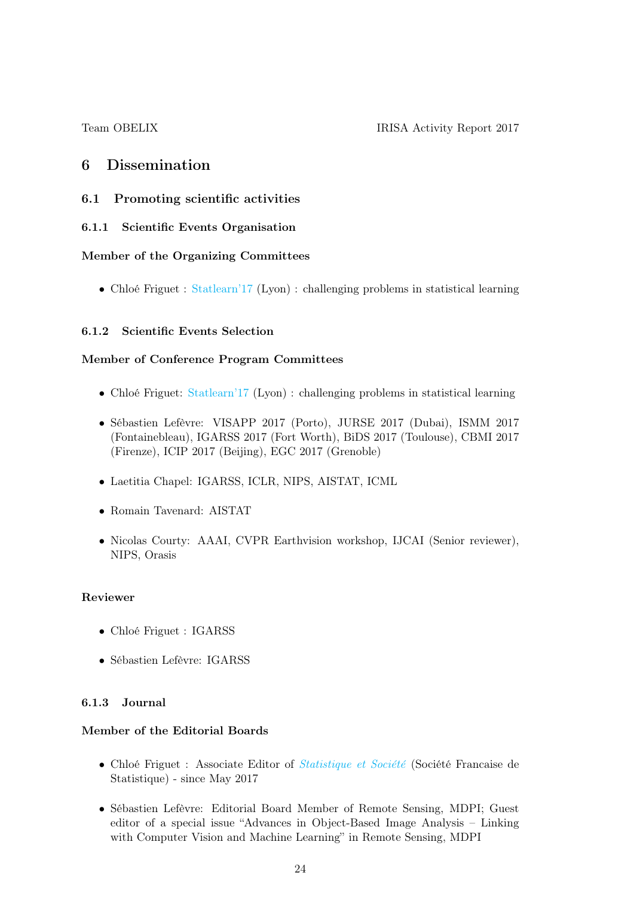# 6 Dissemination

## 6.1 Promoting scientific activities

### 6.1.1 Scientific Events Organisation

**Member of the Organizing Committees**

- Chloé Friguet : Statlearn'17 (Lyon) : challenging problems in statistical learning

### 6.1.2 Scientific Events Selection

**Member of Conference Program Committees**

- Chloé Friguet: Statlearn'17 (Lyon) : challenging problems in statistical learning
- Sébastien Lefèvre: VISAPP 2017 (Porto), JURSE 2017 (Dubai), ISMM 2017 (Fontainebleau), IGARSS 2017 (Fort Worth), BiDS 2017 (Toulouse), CBMI 2017 (Firenze), ICIP 2017 (Beijing), EGC 2017 (Grenoble)
- Laetitia Chapel: IGARSS, ICLR, NIPS, AISTAT, ICML
- Romain Tavenard: AISTAT
- Nicolas Courty: AAAI, CVPR Earthvision workshop, IJCAI (Senior reviewer), NIPS, Orasis

**Reviewer**

- Chloé Friguet : IGARSS
- Sébastien Lefèvre: IGARSS

### 6.1.3 Journal

**Member of the Editorial Boards**

- Chloé Friguet : Associate Editor of *Statistique et Société* (Société Francaise de Statistique) - since May 2017
- Sébastien Lefèvre: Editorial Board Member of Remote Sensing, MDPI; Guest editor of a special issue "Advances in Object-Based Image Analysis – Linking with Computer Vision and Machine Learning" in Remote Sensing, MDPI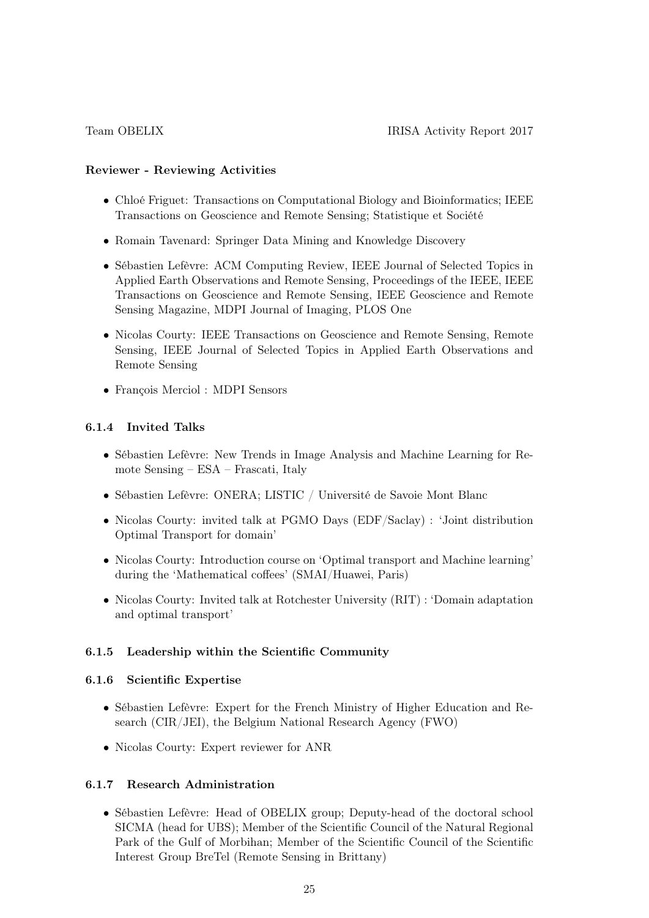**Reviewer - Reviewing Activities**

- Chloé Friguet: Transactions on Computational Biology and Bioinformatics; IEEE Transactions on Geoscience and Remote Sensing; Statistique et Société
- Romain Tavenard: Springer Data Mining and Knowledge Discovery
- Sébastien Lefèvre: ACM Computing Review, IEEE Journal of Selected Topics in Applied Earth Observations and Remote Sensing, Proceedings of the IEEE, IEEE Transactions on Geoscience and Remote Sensing, IEEE Geoscience and Remote Sensing Magazine, MDPI Journal of Imaging, PLOS One
- Nicolas Courty: IEEE Transactions on Geoscience and Remote Sensing, Remote Sensing, IEEE Journal of Selected Topics in Applied Earth Observations and Remote Sensing
- François Merciol : MDPI Sensors

### 6.1.4 Invited Talks

- Sébastien Lefèvre: New Trends in Image Analysis and Machine Learning for Remote Sensing – ESA – Frascati, Italy
- Sébastien Lefèvre: ONERA; LISTIC / Université de Savoie Mont Blanc
- Nicolas Courty: invited talk at PGMO Days (EDF/Saclay) : 'Joint distribution Optimal Transport for domain'
- Nicolas Courty: Introduction course on 'Optimal transport and Machine learning' during the 'Mathematical coffees' (SMAI/Huawei, Paris)
- Nicolas Courty: Invited talk at Rotchester University (RIT) : 'Domain adaptation and optimal transport'

### 6.1.5 Leadership within the Scientific Community

### 6.1.6 Scientific Expertise

- Sébastien Lefèvre: Expert for the French Ministry of Higher Education and Research (CIR/JEI), the Belgium National Research Agency (FWO)
- Nicolas Courty: Expert reviewer for ANR

### 6.1.7 Research Administration

- Sébastien Lefèvre: Head of OBELIX group; Deputy-head of the doctoral school SICMA (head for UBS); Member of the Scientific Council of the Natural Regional Park of the Gulf of Morbihan; Member of the Scientific Council of the Scientific Interest Group BreTel (Remote Sensing in Brittany)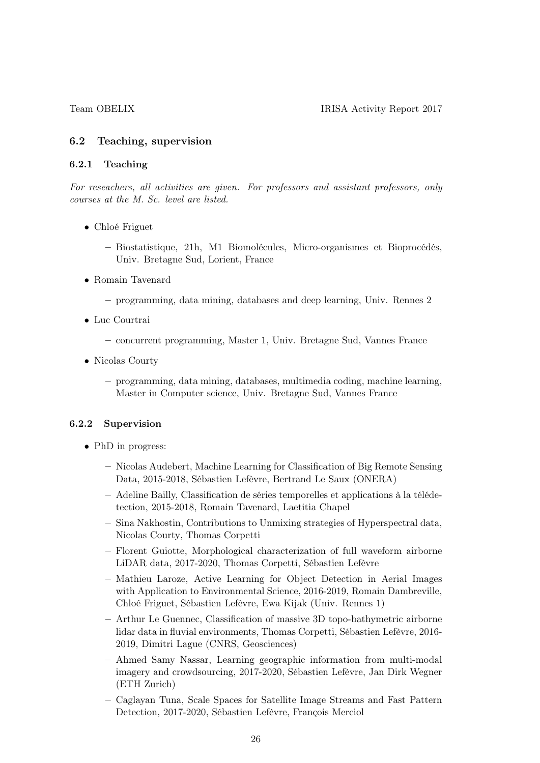## 6.2 Teaching, supervision

### 6.2.1 Teaching

*For reseachers, all activities are given. For professors and assistant professors, only courses at the M. Sc. level are listed.*

- Chloé Friguet
  - Biostatistique, 21h, M1 Biomolécules, Micro-organismes et Bioprocédés, Univ. Bretagne Sud, Lorient, France
- Romain Tavenard
  - programming, data mining, databases and deep learning, Univ. Rennes 2
- Luc Courtrai
  - concurrent programming, Master 1, Univ. Bretagne Sud, Vannes France
- Nicolas Courty
  - programming, data mining, databases, multimedia coding, machine learning, Master in Computer science, Univ. Bretagne Sud, Vannes France

### 6.2.2 Supervision

- PhD in progress:
  - Nicolas Audebert, Machine Learning for Classification of Big Remote Sensing Data, 2015-2018, Sébastien Lefèvre, Bertrand Le Saux (ONERA)
  - Adeline Bailly, Classification de séries temporelles et applications à la télédetection, 2015-2018, Romain Tavenard, Laetitia Chapel
  - Sina Nakhostin, Contributions to Unmixing strategies of Hyperspectral data, Nicolas Courty, Thomas Corpetti
  - Florent Guiotte, Morphological characterization of full waveform airborne LiDAR data, 2017-2020, Thomas Corpetti, Sébastien Lefèvre
  - Mathieu Laroze, Active Learning for Object Detection in Aerial Images with Application to Environmental Science, 2016-2019, Romain Dambreville, Chloé Friguet, Sébastien Lefèvre, Ewa Kijak (Univ. Rennes 1)
  - Arthur Le Guennec, Classification of massive 3D topo-bathymetric airborne lidar data in fluvial environments, Thomas Corpetti, Sébastien Lefèvre, 2016-2019, Dimitri Lague (CNRS, Geosciences)
  - Ahmed Samy Nassar, Learning geographic information from multi-modal imagery and crowdsourcing, 2017-2020, Sébastien Lefèvre, Jan Dirk Wegner (ETH Zurich)
  - Caglayan Tuna, Scale Spaces for Satellite Image Streams and Fast Pattern Detection, 2017-2020, Sébastien Lefèvre, François Merciol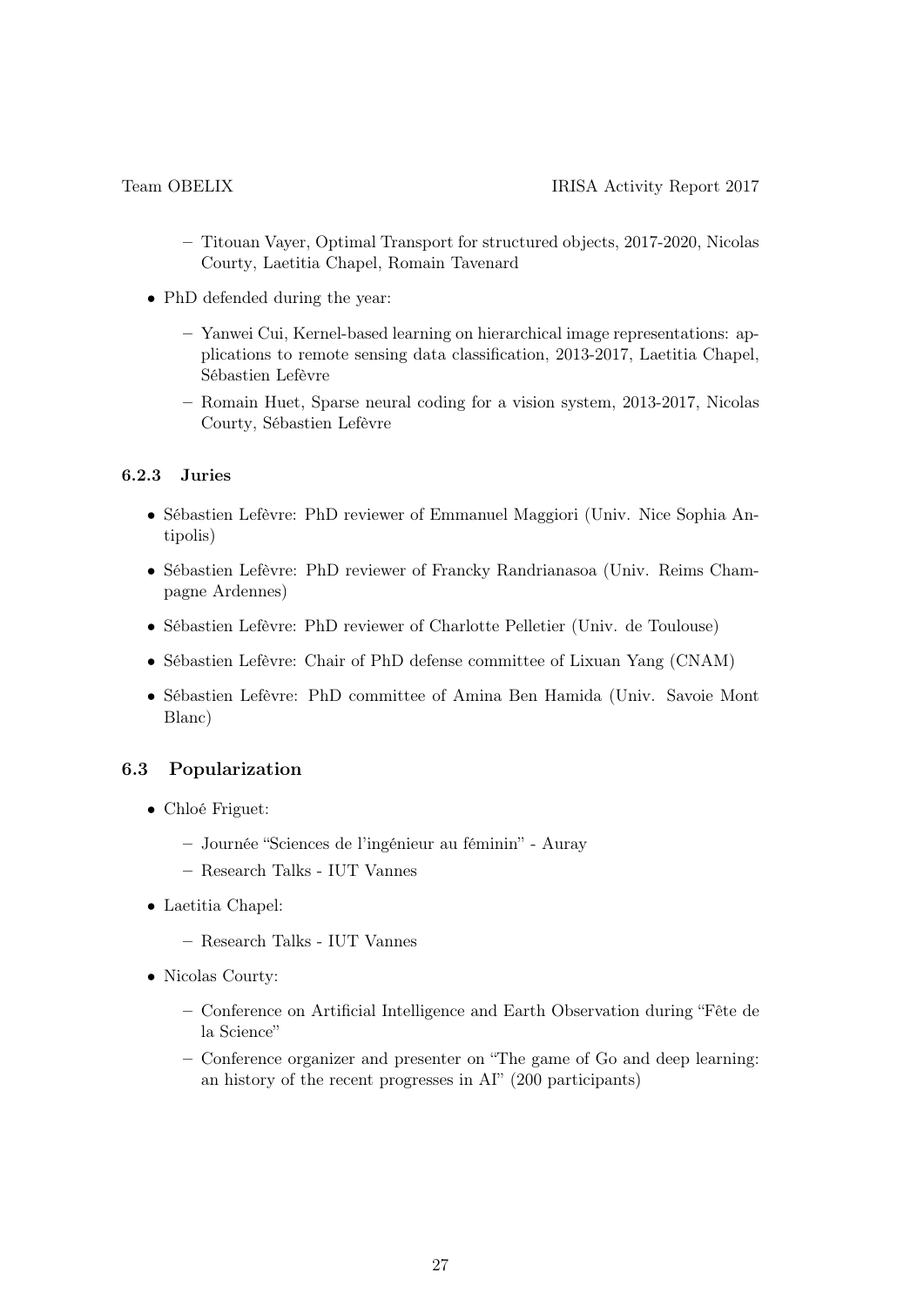- Titouan Vayer, Optimal Transport for structured objects, 2017-2020, Nicolas Courty, Laetitia Chapel, Romain Tavenard

- PhD defended during the year:
  - Yanwei Cui, Kernel-based learning on hierarchical image representations: applications to remote sensing data classification, 2013-2017, Laetitia Chapel, Sébastien Lefèvre
  - Romain Huet, Sparse neural coding for a vision system, 2013-2017, Nicolas Courty, Sébastien Lefèvre

### 6.2.3 Juries

- Sébastien Lefèvre: PhD reviewer of Emmanuel Maggiori (Univ. Nice Sophia Antipolis)
- Sébastien Lefèvre: PhD reviewer of Francky Randrianasoa (Univ. Reims Champagne Ardennes)
- Sébastien Lefèvre: PhD reviewer of Charlotte Pelletier (Univ. de Toulouse)
- Sébastien Lefèvre: Chair of PhD defense committee of Lixuan Yang (CNAM)
- Sébastien Lefèvre: PhD committee of Amina Ben Hamida (Univ. Savoie Mont Blanc)

## 6.3 Popularization

- Chloé Friguet:
  - Journée "Sciences de l'ingénieur au féminin" - Auray
  - Research Talks - IUT Vannes
- Laetitia Chapel:
  - Research Talks - IUT Vannes
- Nicolas Courty:
  - Conference on Artificial Intelligence and Earth Observation during "Fête de la Science"
  - Conference organizer and presenter on "The game of Go and deep learning: an history of the recent progresses in AI" (200 participants)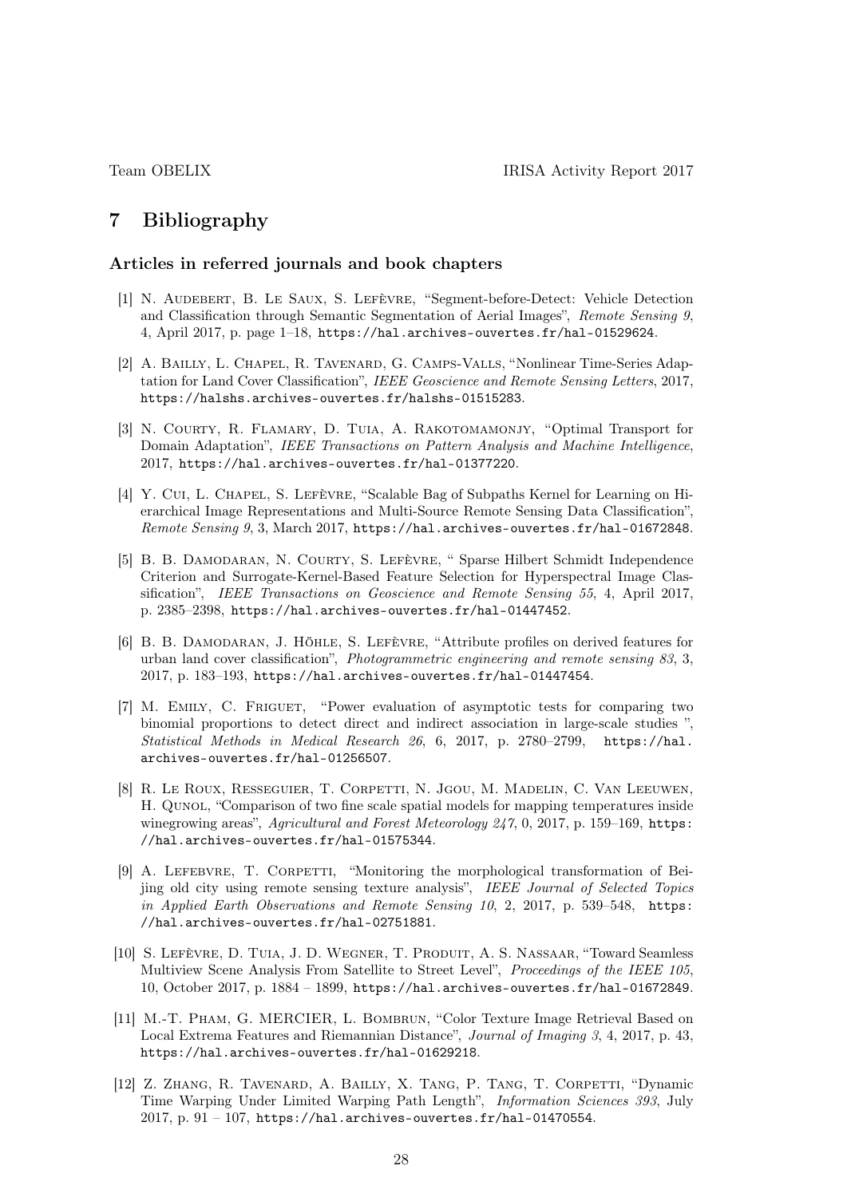# 7 Bibliography

### Articles in referred journals and book chapters

[1] N. Audebert, B. Le Saux, S. Lefèvre, "Segment-before-Detect: Vehicle Detection and Classification through Semantic Segmentation of Aerial Images", *Remote Sensing 9*, 4, April 2017, p. page 1–18, https://hal.archives-ouvertes.fr/hal-01529624.

[2] A. Bailly, L. Chapel, R. Tavenard, G. Camps-Valls, "Nonlinear Time-Series Adaptation for Land Cover Classification", *IEEE Geoscience and Remote Sensing Letters*, 2017, https://halshs.archives-ouvertes.fr/halshs-01515283.

[3] N. Courty, R. Flamary, D. Tuia, A. Rakotomamonjy, "Optimal Transport for Domain Adaptation", *IEEE Transactions on Pattern Analysis and Machine Intelligence*, 2017, https://hal.archives-ouvertes.fr/hal-01377220.

[4] Y. Cui, L. Chapel, S. Lefèvre, "Scalable Bag of Subpaths Kernel for Learning on Hierarchical Image Representations and Multi-Source Remote Sensing Data Classification", *Remote Sensing 9*, 3, March 2017, https://hal.archives-ouvertes.fr/hal-01672848.

[5] B. B. Damodaran, N. Courty, S. Lefèvre, " Sparse Hilbert Schmidt Independence Criterion and Surrogate-Kernel-Based Feature Selection for Hyperspectral Image Classification", *IEEE Transactions on Geoscience and Remote Sensing 55*, 4, April 2017, p. 2385–2398, https://hal.archives-ouvertes.fr/hal-01447452.

[6] B. B. Damodaran, J. Höhle, S. Lefèvre, "Attribute profiles on derived features for urban land cover classification", *Photogrammetric engineering and remote sensing 83*, 3, 2017, p. 183–193, https://hal.archives-ouvertes.fr/hal-01447454.

[7] M. Emily, C. Friguet, "Power evaluation of asymptotic tests for comparing two binomial proportions to detect direct and indirect association in large-scale studies ", *Statistical Methods in Medical Research 26*, 6, 2017, p. 2780–2799, https://hal.archives-ouvertes.fr/hal-01256507.

[8] R. Le Roux, Resseguier, T. Corpetti, N. Jgou, M. Madelin, C. Van Leeuwen, H. Qunol, "Comparison of two fine scale spatial models for mapping temperatures inside winegrowing areas", *Agricultural and Forest Meteorology 247*, 0, 2017, p. 159–169, https://hal.archives-ouvertes.fr/hal-01575344.

[9] A. Lefebvre, T. Corpetti, "Monitoring the morphological transformation of Beijing old city using remote sensing texture analysis", *IEEE Journal of Selected Topics in Applied Earth Observations and Remote Sensing 10*, 2, 2017, p. 539–548, https://hal.archives-ouvertes.fr/hal-02751881.

[10] S. Lefèvre, D. Tuia, J. D. Wegner, T. Produit, A. S. Nassaar, "Toward Seamless Multiview Scene Analysis From Satellite to Street Level", *Proceedings of the IEEE 105*, 10, October 2017, p. 1884 – 1899, https://hal.archives-ouvertes.fr/hal-01672849.

[11] M.-T. Pham, G. MERCIER, L. Bombrun, "Color Texture Image Retrieval Based on Local Extrema Features and Riemannian Distance", *Journal of Imaging 3*, 4, 2017, p. 43, https://hal.archives-ouvertes.fr/hal-01629218.

[12] Z. Zhang, R. Tavenard, A. Bailly, X. Tang, P. Tang, T. Corpetti, "Dynamic Time Warping Under Limited Warping Path Length", *Information Sciences 393*, July 2017, p. 91 – 107, https://hal.archives-ouvertes.fr/hal-01470554.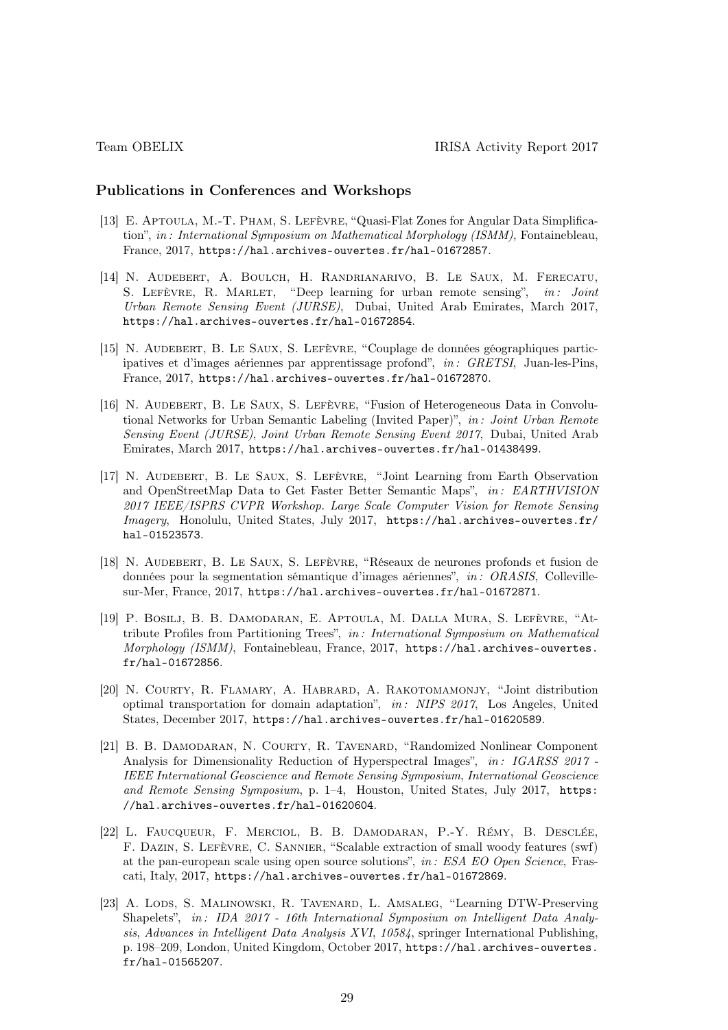## Publications in Conferences and Workshops

[13] E. Aptoula, M.-T. Pham, S. Lefèvre, "Quasi-Flat Zones for Angular Data Simplification", *in: International Symposium on Mathematical Morphology (ISMM)*, Fontainebleau, France, 2017, https://hal.archives-ouvertes.fr/hal-01672857.

[14] N. Audebert, A. Boulch, H. Randrianarivo, B. Le Saux, M. Ferecatu, S. Lefèvre, R. Marlet, "Deep learning for urban remote sensing", *in: Joint Urban Remote Sensing Event (JURSE)*, Dubai, United Arab Emirates, March 2017, https://hal.archives-ouvertes.fr/hal-01672854.

[15] N. Audebert, B. Le Saux, S. Lefèvre, "Couplage de données géographiques participatives et d'images aériennes par apprentissage profond", *in: GRETSI*, Juan-les-Pins, France, 2017, https://hal.archives-ouvertes.fr/hal-01672870.

[16] N. Audebert, B. Le Saux, S. Lefèvre, "Fusion of Heterogeneous Data in Convolutional Networks for Urban Semantic Labeling (Invited Paper)", *in: Joint Urban Remote Sensing Event (JURSE)*, *Joint Urban Remote Sensing Event 2017*, Dubai, United Arab Emirates, March 2017, https://hal.archives-ouvertes.fr/hal-01438499.

[17] N. Audebert, B. Le Saux, S. Lefèvre, "Joint Learning from Earth Observation and OpenStreetMap Data to Get Faster Better Semantic Maps", *in: EARTHVISION 2017 IEEE/ISPRS CVPR Workshop. Large Scale Computer Vision for Remote Sensing Imagery*, Honolulu, United States, July 2017, https://hal.archives-ouvertes.fr/hal-01523573.

[18] N. Audebert, B. Le Saux, S. Lefèvre, "Réseaux de neurones profonds et fusion de données pour la segmentation sémantique d'images aériennes", *in: ORASIS*, Colleville-sur-Mer, France, 2017, https://hal.archives-ouvertes.fr/hal-01672871.

[19] P. Bosilj, B. B. Damodaran, E. Aptoula, M. Dalla Mura, S. Lefèvre, "Attribute Profiles from Partitioning Trees", *in: International Symposium on Mathematical Morphology (ISMM)*, Fontainebleau, France, 2017, https://hal.archives-ouvertes.fr/hal-01672856.

[20] N. Courty, R. Flamary, A. Habrard, A. Rakotomamonjy, "Joint distribution optimal transportation for domain adaptation", *in: NIPS 2017*, Los Angeles, United States, December 2017, https://hal.archives-ouvertes.fr/hal-01620589.

[21] B. B. Damodaran, N. Courty, R. Tavenard, "Randomized Nonlinear Component Analysis for Dimensionality Reduction of Hyperspectral Images", *in: IGARSS 2017 - IEEE International Geoscience and Remote Sensing Symposium*, *International Geoscience and Remote Sensing Symposium*, p. 1–4, Houston, United States, July 2017, https://hal.archives-ouvertes.fr/hal-01620604.

[22] L. Faucqueur, F. Merciol, B. B. Damodaran, P.-Y. Rémy, B. Desclée, F. Dazin, S. Lefèvre, C. Sannier, "Scalable extraction of small woody features (swf) at the pan-european scale using open source solutions", *in: ESA EO Open Science*, Frascati, Italy, 2017, https://hal.archives-ouvertes.fr/hal-01672869.

[23] A. Lods, S. Malinowski, R. Tavenard, L. Amsaleg, "Learning DTW-Preserving Shapelets", *in: IDA 2017 - 16th International Symposium on Intelligent Data Analysis*, *Advances in Intelligent Data Analysis XVI*, *10584*, springer International Publishing, p. 198–209, London, United Kingdom, October 2017, https://hal.archives-ouvertes.fr/hal-01565207.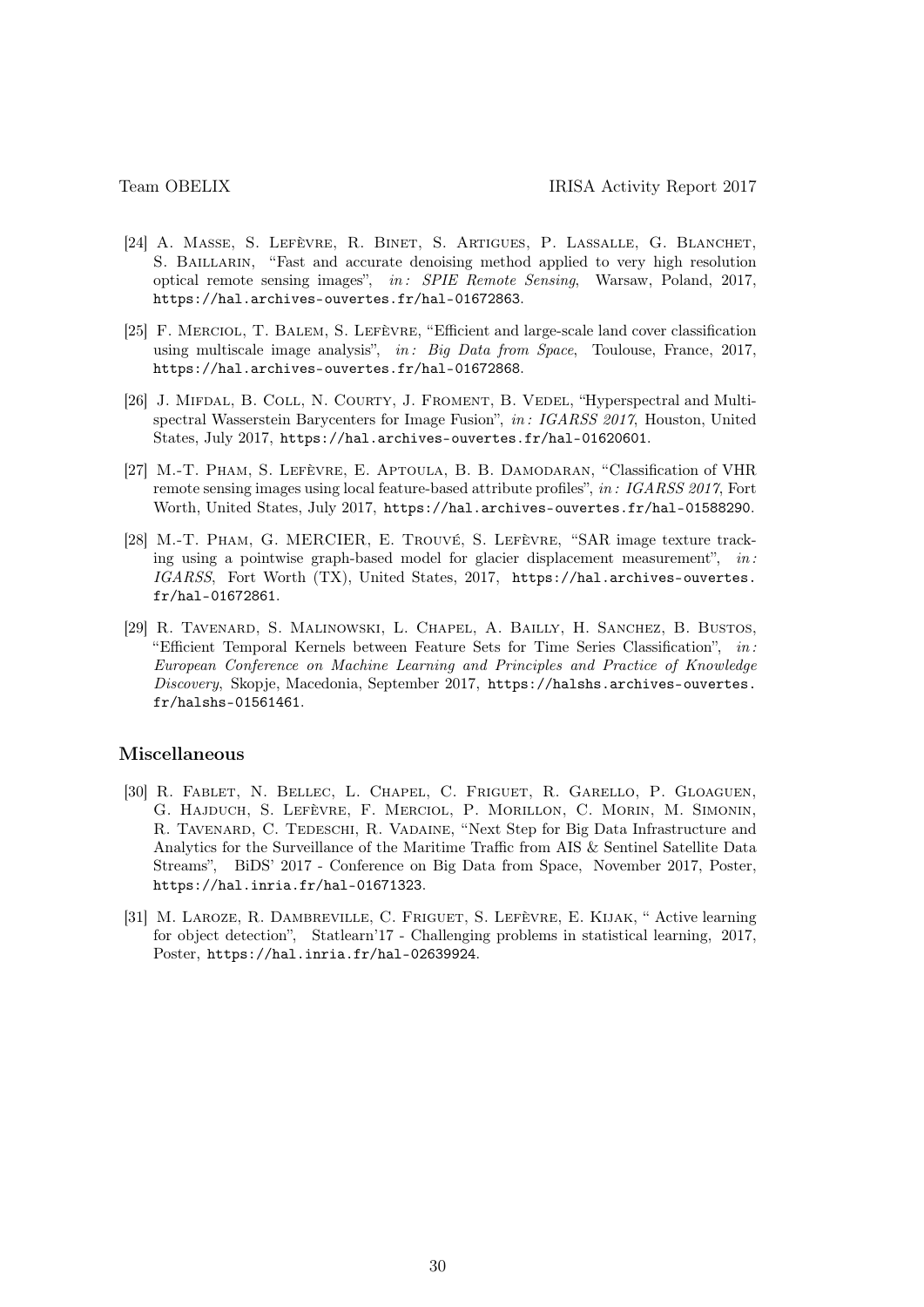[24] A. Masse, S. Lefèvre, R. Binet, S. Artigues, P. Lassalle, G. Blanchet, S. Baillarin, "Fast and accurate denoising method applied to very high resolution optical remote sensing images", *in: SPIE Remote Sensing*, Warsaw, Poland, 2017, https://hal.archives-ouvertes.fr/hal-01672863.

[25] F. Merciol, T. Balem, S. Lefèvre, "Efficient and large-scale land cover classification using multiscale image analysis", *in: Big Data from Space*, Toulouse, France, 2017, https://hal.archives-ouvertes.fr/hal-01672868.

[26] J. Mifdal, B. Coll, N. Courty, J. Froment, B. Vedel, "Hyperspectral and Multispectral Wasserstein Barycenters for Image Fusion", *in: IGARSS 2017*, Houston, United States, July 2017, https://hal.archives-ouvertes.fr/hal-01620601.

[27] M.-T. Pham, S. Lefèvre, E. Aptoula, B. B. Damodaran, "Classification of VHR remote sensing images using local feature-based attribute profiles", *in: IGARSS 2017*, Fort Worth, United States, July 2017, https://hal.archives-ouvertes.fr/hal-01588290.

[28] M.-T. Pham, G. MERCIER, E. Trouvé, S. Lefèvre, "SAR image texture tracking using a pointwise graph-based model for glacier displacement measurement", *in: IGARSS*, Fort Worth (TX), United States, 2017, https://hal.archives-ouvertes.fr/hal-01672861.

[29] R. Tavenard, S. Malinowski, L. Chapel, A. Bailly, H. Sanchez, B. Bustos, "Efficient Temporal Kernels between Feature Sets for Time Series Classification", *in: European Conference on Machine Learning and Principles and Practice of Knowledge Discovery*, Skopje, Macedonia, September 2017, https://halshs.archives-ouvertes.fr/halshs-01561461.

## Miscellaneous

[30] R. Fablet, N. Bellec, L. Chapel, C. Friguet, R. Garello, P. Gloaguen, G. Hajduch, S. Lefèvre, F. Merciol, P. Morillon, C. Morin, M. Simonin, R. Tavenard, C. Tedeschi, R. Vadaine, "Next Step for Big Data Infrastructure and Analytics for the Surveillance of the Maritime Traffic from AIS & Sentinel Satellite Data Streams", BiDS' 2017 - Conference on Big Data from Space, November 2017, Poster, https://hal.inria.fr/hal-01671323.

[31] M. Laroze, R. Dambreville, C. Friguet, S. Lefèvre, E. Kijak, " Active learning for object detection", Statlearn'17 - Challenging problems in statistical learning, 2017, Poster, https://hal.inria.fr/hal-02639924.